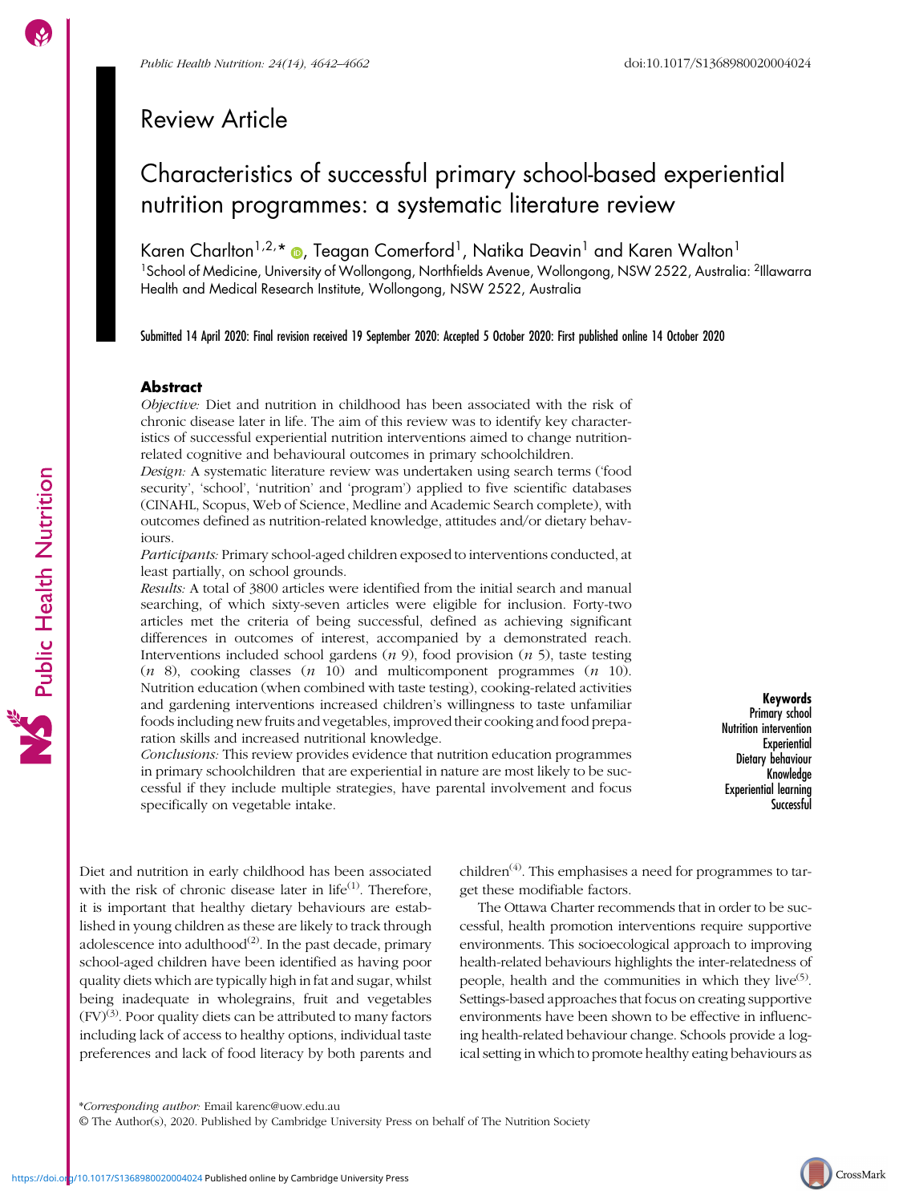Review Article

# Characteristics of successful primary school-based experiential nutrition programmes: a systematic literature review

Karen Charlton[1,2,*], Teagan Comerford[1], Natika Deavin[1] and Karen Walton[1]

[1]School of Medicine, University of Wollongong, Northfields Avenue, Wollongong, NSW 2522, Australia: [2]Illawarra Health and Medical Research Institute, Wollongong, NSW 2522, Australia

Submitted 14 April 2020: Final revision received 19 September 2020: Accepted 5 October 2020: First published online 14 October 2020

## Abstract

*Objective:* Diet and nutrition in childhood has been associated with the risk of chronic disease later in life. The aim of this review was to identify key characteristics of successful experiential nutrition interventions aimed to change nutrition-related cognitive and behavioural outcomes in primary schoolchildren.

*Design:* A systematic literature review was undertaken using search terms ('food security', 'school', 'nutrition' and 'program') applied to five scientific databases (CINAHL, Scopus, Web of Science, Medline and Academic Search complete), with outcomes defined as nutrition-related knowledge, attitudes and/or dietary behaviours.

*Participants:* Primary school-aged children exposed to interventions conducted, at least partially, on school grounds.

*Results:* A total of 3800 articles were identified from the initial search and manual searching, of which sixty-seven articles were eligible for inclusion. Forty-two articles met the criteria of being successful, defined as achieving significant differences in outcomes of interest, accompanied by a demonstrated reach. Interventions included school gardens (*n* 9), food provision (*n* 5), taste testing (*n* 8), cooking classes (*n* 10) and multicomponent programmes (*n* 10). Nutrition education (when combined with taste testing), cooking-related activities and gardening interventions increased children's willingness to taste unfamiliar foods including new fruits and vegetables, improved their cooking and food preparation skills and increased nutritional knowledge.

*Conclusions:* This review provides evidence that nutrition education programmes in primary schoolchildren that are experiential in nature are most likely to be successful if they include multiple strategies, have parental involvement and focus specifically on vegetable intake.

**Keywords**
Primary school
Nutrition intervention
Experiential
Dietary behaviour
Knowledge
Experiential learning
Successful

Diet and nutrition in early childhood has been associated with the risk of chronic disease later in life[(1)]. Therefore, it is important that healthy dietary behaviours are established in young children as these are likely to track through adolescence into adulthood[(2)]. In the past decade, primary school-aged children have been identified as having poor quality diets which are typically high in fat and sugar, whilst being inadequate in wholegrains, fruit and vegetables (FV)[(3)]. Poor quality diets can be attributed to many factors including lack of access to healthy options, individual taste preferences and lack of food literacy by both parents and children[(4)]. This emphasises a need for programmes to target these modifiable factors.

The Ottawa Charter recommends that in order to be successful, health promotion interventions require supportive environments. This socioecological approach to improving health-related behaviours highlights the inter-relatedness of people, health and the communities in which they live[(5)]. Settings-based approaches that focus on creating supportive environments have been shown to be effective in influencing health-related behaviour change. Schools provide a logical setting in which to promote healthy eating behaviours as

*Corresponding author: Email karenc@uow.edu.au
© The Author(s), 2020. Published by Cambridge University Press on behalf of The Nutrition Society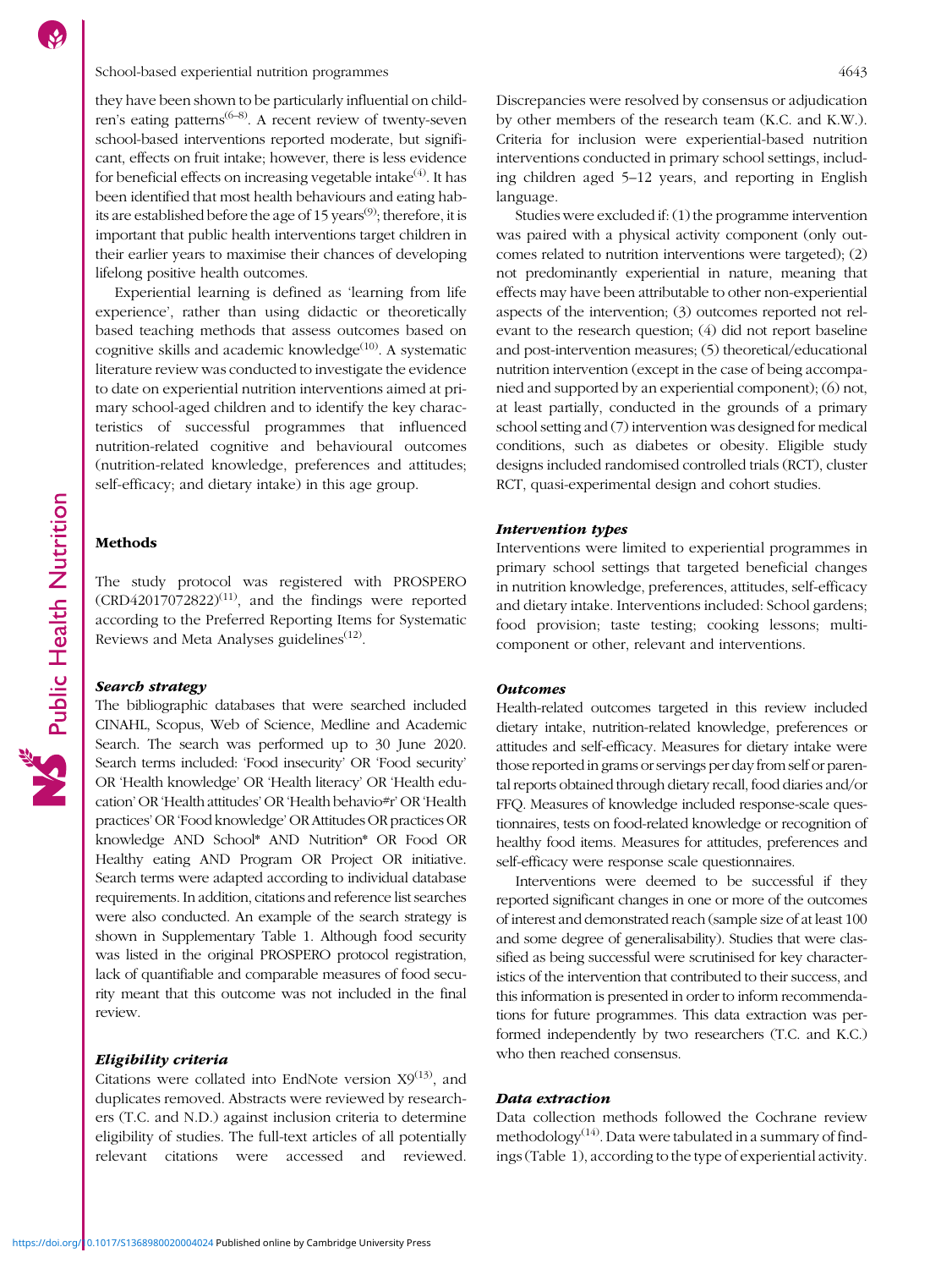they have been shown to be particularly influential on children's eating patterns[6–8]. A recent review of twenty-seven school-based interventions reported moderate, but significant, effects on fruit intake; however, there is less evidence for beneficial effects on increasing vegetable intake[4]. It has been identified that most health behaviours and eating habits are established before the age of 15 years[9]; therefore, it is important that public health interventions target children in their earlier years to maximise their chances of developing lifelong positive health outcomes.

Experiential learning is defined as 'learning from life experience', rather than using didactic or theoretically based teaching methods that assess outcomes based on cognitive skills and academic knowledge[10]. A systematic literature review was conducted to investigate the evidence to date on experiential nutrition interventions aimed at primary school-aged children and to identify the key characteristics of successful programmes that influenced nutrition-related cognitive and behavioural outcomes (nutrition-related knowledge, preferences and attitudes; self-efficacy; and dietary intake) in this age group.

## Methods

The study protocol was registered with PROSPERO (CRD42017072822)[11], and the findings were reported according to the Preferred Reporting Items for Systematic Reviews and Meta Analyses guidelines[12].

### Search strategy

The bibliographic databases that were searched included CINAHL, Scopus, Web of Science, Medline and Academic Search. The search was performed up to 30 June 2020. Search terms included: 'Food insecurity' OR 'Food security' OR 'Health knowledge' OR 'Health literacy' OR 'Health education' OR 'Health attitudes' OR 'Health behavio#r' OR 'Health practices' OR 'Food knowledge' OR Attitudes OR practices OR knowledge AND School* AND Nutrition* OR Food OR Healthy eating AND Program OR Project OR initiative. Search terms were adapted according to individual database requirements. In addition, citations and reference list searches were also conducted. An example of the search strategy is shown in Supplementary Table 1. Although food security was listed in the original PROSPERO protocol registration, lack of quantifiable and comparable measures of food security meant that this outcome was not included in the final review.

### Eligibility criteria

Citations were collated into EndNote version X9[13], and duplicates removed. Abstracts were reviewed by researchers (T.C. and N.D.) against inclusion criteria to determine eligibility of studies. The full-text articles of all potentially relevant citations were accessed and reviewed. Discrepancies were resolved by consensus or adjudication by other members of the research team (K.C. and K.W.). Criteria for inclusion were experiential-based nutrition interventions conducted in primary school settings, including children aged 5–12 years, and reporting in English language.

Studies were excluded if: (1) the programme intervention was paired with a physical activity component (only outcomes related to nutrition interventions were targeted); (2) not predominantly experiential in nature, meaning that effects may have been attributable to other non-experiential aspects of the intervention; (3) outcomes reported not relevant to the research question; (4) did not report baseline and post-intervention measures; (5) theoretical/educational nutrition intervention (except in the case of being accompanied and supported by an experiential component); (6) not, at least partially, conducted in the grounds of a primary school setting and (7) intervention was designed for medical conditions, such as diabetes or obesity. Eligible study designs included randomised controlled trials (RCT), cluster RCT, quasi-experimental design and cohort studies.

### Intervention types

Interventions were limited to experiential programmes in primary school settings that targeted beneficial changes in nutrition knowledge, preferences, attitudes, self-efficacy and dietary intake. Interventions included: School gardens; food provision; taste testing; cooking lessons; multi-component or other, relevant and interventions.

### Outcomes

Health-related outcomes targeted in this review included dietary intake, nutrition-related knowledge, preferences or attitudes and self-efficacy. Measures for dietary intake were those reported in grams or servings per day from self or parental reports obtained through dietary recall, food diaries and/or FFQ. Measures of knowledge included response-scale questionnaires, tests on food-related knowledge or recognition of healthy food items. Measures for attitudes, preferences and self-efficacy were response scale questionnaires.

Interventions were deemed to be successful if they reported significant changes in one or more of the outcomes of interest and demonstrated reach (sample size of at least 100 and some degree of generalisability). Studies that were classified as being successful were scrutinised for key characteristics of the intervention that contributed to their success, and this information is presented in order to inform recommendations for future programmes. This data extraction was performed independently by two researchers (T.C. and K.C.) who then reached consensus.

### Data extraction

Data collection methods followed the Cochrane review methodology[14]. Data were tabulated in a summary of findings (Table 1), according to the type of experiential activity.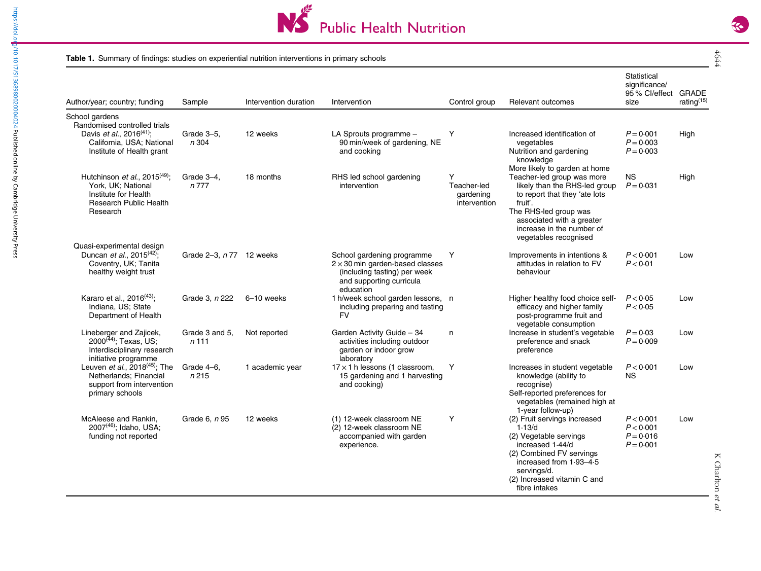**Table 1.** Summary of findings: studies on experiential nutrition interventions in primary schools

| Author/year; country; funding | Sample | Intervention duration | Intervention | Control group | Relevant outcomes | Statistical significance/ 95 % CI/effect size | GRADE rating[15] |
|---|---|---|---|---|---|---|---|
| **School gardens** | | | | | | | |
| Randomised controlled trials | | | | | | | |
| Davis *et al.*, 2016[41]; California, USA; National Institute of Health grant | Grade 3–5, *n* 304 | 12 weeks | LA Sprouts programme – 90 min/week of gardening, NE and cooking | Y | Increased identification of vegetables<br>Nutrition and gardening knowledge<br>More likely to garden at home | $P = 0.001$<br>$P = 0.003$<br>$P = 0.003$ | High |
| Hutchinson *et al.*, 2015[49]; York, UK; National Institute for Health Research Public Health Research | Grade 3–4, *n* 777 | 18 months | RHS led school gardening intervention | Y<br>Teacher-led gardening intervention | Teacher-led group was more likely than the RHS-led group to report that they 'ate lots fruit'.<br>The RHS-led group was associated with a greater increase in the number of vegetables recognised | NS<br>$P = 0.031$ | High |
| Quasi-experimental design | | | | | | | |
| Duncan *et al.*, 2015[42]; Coventry, UK; Tanita healthy weight trust | Grade 2–3, *n* 77 | 12 weeks | School gardening programme $2 \times 30$ min garden-based classes (including tasting) per week and supporting curricula education | Y | Improvements in intentions & attitudes in relation to FV behaviour | $P < 0.001$<br>$P < 0.01$ | Low |
| Kararo et al., 2016[43]; Indiana, US; State Department of Health | Grade 3, *n* 222 | 6–10 weeks | 1 h/week school garden lessons, including preparing and tasting FV | n | Higher healthy food choice self-efficacy and higher family post-programme fruit and vegetable consumption | $P < 0.05$<br>$P < 0.05$ | Low |
| Lineberger and Zajicek, 2000[44]; Texas, US; Interdisciplinary research initiative programme | Grade 3 and 5, *n* 111 | Not reported | Garden Activity Guide – 34 activities including outdoor garden or indoor grow laboratory | n | Increase in student's vegetable preference and snack preference | $P = 0.03$<br>$P = 0.009$ | Low |
| Leuven *et al.*, 2018[45]; The Netherlands; Financial support from intervention primary schools | Grade 4–6, *n* 215 | 1 academic year | $17 \times 1$ h lessons (1 classroom, 15 gardening and 1 harvesting and cooking) | Y | Increases in student vegetable knowledge (ability to recognise)<br>Self-reported preferences for vegetables (remained high at 1-year follow-up) | $P < 0.001$<br>NS | Low |
| McAleese and Rankin, 2007[46]; Idaho, USA; funding not reported | Grade 6, *n* 95 | 12 weeks | (1) 12-week classroom NE<br>(2) 12-week classroom NE accompanied with garden experience. | Y | (2) Fruit servings increased 1·13/d<br>(2) Vegetable servings increased 1·44/d<br>(2) Combined FV servings increased from 1·93–4·5 servings/d.<br>(2) Increased vitamin C and fibre intakes | $P < 0.001$<br>$P < 0.001$<br>$P = 0.016$<br>$P = 0.001$ | Low |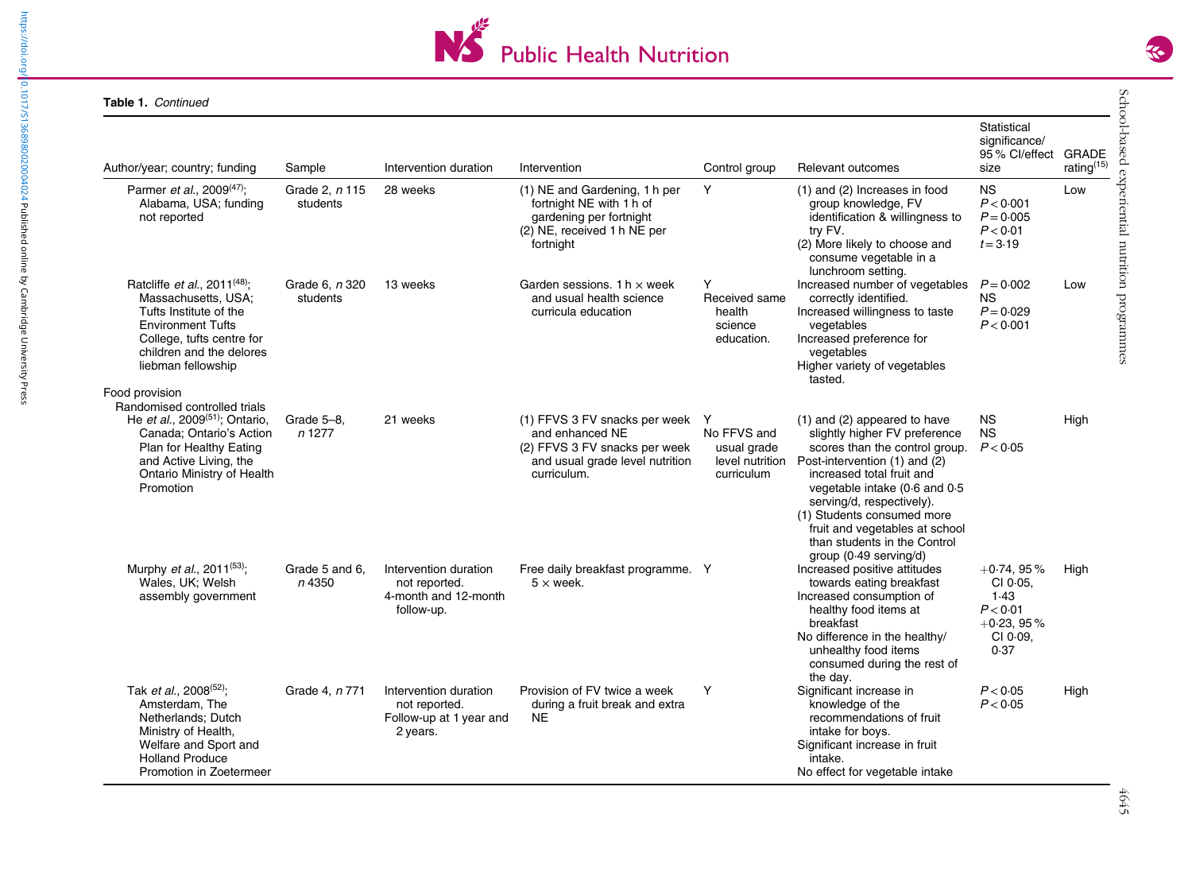**Table 1.** *Continued*

| Author/year; country; funding | Sample | Intervention duration | Intervention | Control group | Relevant outcomes | Statistical significance/ 95 % CI/effect size | GRADE rating[15] |
|---|---|---|---|---|---|---|---|
| Parmer *et al.*, 2009[47]; Alabama, USA; funding not reported | Grade 2, *n* 115 students | 28 weeks | (1) NE and Gardening, 1 h per fortnight NE with 1 h of gardening per fortnight<br>(2) NE, received 1 h NE per fortnight | Y | (1) and (2) Increases in food group knowledge, FV identification & willingness to try FV.<br>(2) More likely to choose and consume vegetable in a lunchroom setting. | NS<br>$P<0{\cdot}001$<br>$P=0{\cdot}005$<br>$P<0{\cdot}01$<br>$t=3{\cdot}19$ | Low |
| Ratcliffe *et al.*, 2011[48]; Massachusetts, USA; Tufts Institute of the Environment Tufts College, tufts centre for children and the delores liebman fellowship | Grade 6, *n* 320 students | 13 weeks | Garden sessions. 1 h × week and usual health science curricula education | Y<br>Received same health science education. | Increased number of vegetables correctly identified.<br>Increased willingness to taste vegetables<br>Increased preference for vegetables<br>Higher variety of vegetables tasted. | $P=0{\cdot}002$<br>NS<br>$P=0{\cdot}029$<br>$P<0{\cdot}001$ | Low |
| Food provision | | | | | | | |
| Randomised controlled trials | | | | | | | |
| He *et al.*, 2009[51]; Ontario, Canada; Ontario's Action Plan for Healthy Eating and Active Living, the Ontario Ministry of Health Promotion | Grade 5–8, *n* 1277 | 21 weeks | (1) FFVS 3 FV snacks per week and enhanced NE<br>(2) FFVS 3 FV snacks per week and usual grade level nutrition curriculum. | Y<br>No FFVS and usual grade level nutrition curriculum | (1) and (2) appeared to have slightly higher FV preference scores than the control group.<br>Post-intervention (1) and (2) increased total fruit and vegetable intake (0·6 and 0·5 serving/d, respectively).<br>(1) Students consumed more fruit and vegetables at school than students in the Control group (0·49 serving/d) | NS<br>NS<br>$P<0{\cdot}05$ | High |
| Murphy *et al.*, 2011[53]; Wales, UK; Welsh assembly government | Grade 5 and 6, *n* 4350 | Intervention duration not reported.<br>4-month and 12-month follow-up. | Free daily breakfast programme. 5 × week. | Y | Increased positive attitudes towards eating breakfast<br>Increased consumption of healthy food items at breakfast<br>No difference in the healthy/ unhealthy food items consumed during the rest of the day. | +0·74, 95 % CI 0·05, 1·43<br>$P<0{\cdot}01$<br>+0·23, 95 % CI 0·09, 0·37 | High |
| Tak *et al.*, 2008[52]; Amsterdam, The Netherlands; Dutch Ministry of Health, Welfare and Sport and Holland Produce Promotion in Zoetermeer | Grade 4, *n* 771 | Intervention duration not reported.<br>Follow-up at 1 year and 2 years. | Provision of FV twice a week during a fruit break and extra NE | Y | Significant increase in knowledge of the recommendations of fruit intake for boys.<br>Significant increase in fruit intake.<br>No effect for vegetable intake | $P<0{\cdot}05$<br>$P<0{\cdot}05$ | High |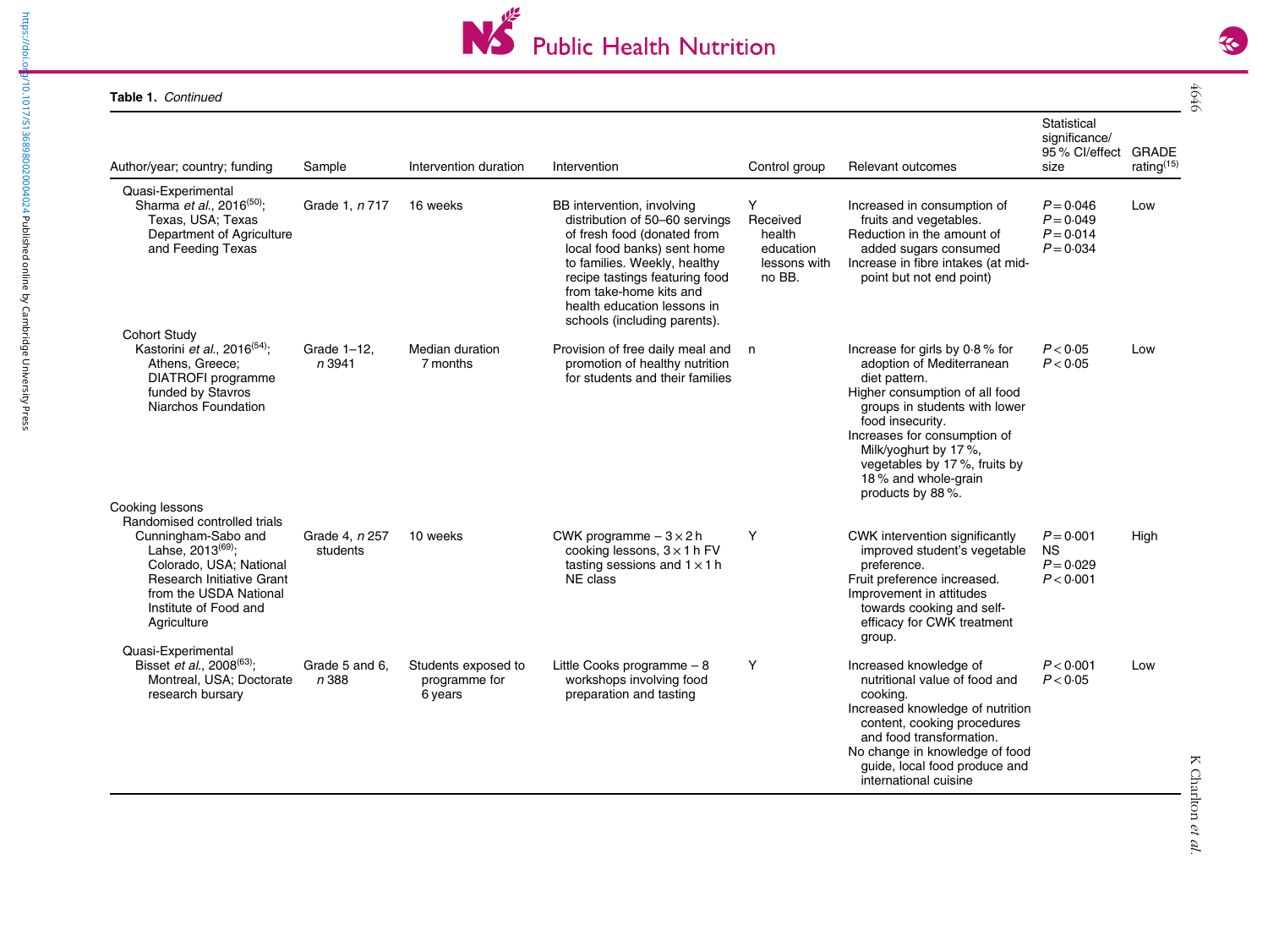**Table 1.** *Continued*

| Author/year; country; funding | Sample | Intervention duration | Intervention | Control group | Relevant outcomes | Statistical significance/ 95 % CI/effect size | GRADE rating[15] |
|---|---|---|---|---|---|---|---|
| Quasi-Experimental | | | | | | | |
| Sharma *et al.*, 2016[50]; Texas, USA; Texas Department of Agriculture and Feeding Texas | Grade 1, *n* 717 | 16 weeks | BB intervention, involving distribution of 50–60 servings of fresh food (donated from local food banks) sent home to families. Weekly, healthy recipe tastings featuring food from take-home kits and health education lessons in schools (including parents). | Y Received health education lessons with no BB. | Increased in consumption of fruits and vegetables. Reduction in the amount of added sugars consumed Increase in fibre intakes (at mid-point but not end point) | $P = 0{\cdot}046$ $P = 0{\cdot}049$ $P = 0{\cdot}014$ $P = 0{\cdot}034$ | Low |
| Cohort Study | | | | | | | |
| Kastorini *et al.*, 2016[54]; Athens, Greece; DIATROFI programme funded by Stavros Niarchos Foundation | Grade 1–12, *n* 3941 | Median duration 7 months | Provision of free daily meal and promotion of healthy nutrition for students and their families | n | Increase for girls by 0·8 % for adoption of Mediterranean diet pattern. Higher consumption of all food groups in students with lower food insecurity. Increases for consumption of Milk/yoghurt by 17 %, vegetables by 17 %, fruits by 18 % and whole-grain products by 88 %. | $P < 0{\cdot}05$ $P < 0{\cdot}05$ | Low |
| Cooking lessons | | | | | | | |
| Randomised controlled trials | | | | | | | |
| Cunningham-Sabo and Lahse, 2013[69]; Colorado, USA; National Research Initiative Grant from the USDA National Institute of Food and Agriculture | Grade 4, *n* 257 students | 10 weeks | CWK programme – 3 × 2 h cooking lessons, 3 × 1 h FV tasting sessions and 1 × 1 h NE class | Y | CWK intervention significantly improved student's vegetable preference. Fruit preference increased. Improvement in attitudes towards cooking and self-efficacy for CWK treatment group. | $P = 0{\cdot}001$ NS $P = 0{\cdot}029$ $P < 0{\cdot}001$ | High |
| Quasi-Experimental | | | | | | | |
| Bisset *et al.*, 2008[63]; Montreal, USA; Doctorate research bursary | Grade 5 and 6, *n* 388 | Students exposed to programme for 6 years | Little Cooks programme – 8 workshops involving food preparation and tasting | Y | Increased knowledge of nutritional value of food and cooking. Increased knowledge of nutrition content, cooking procedures and food transformation. No change in knowledge of food guide, local food produce and international cuisine | $P < 0{\cdot}001$ $P < 0{\cdot}05$ | Low |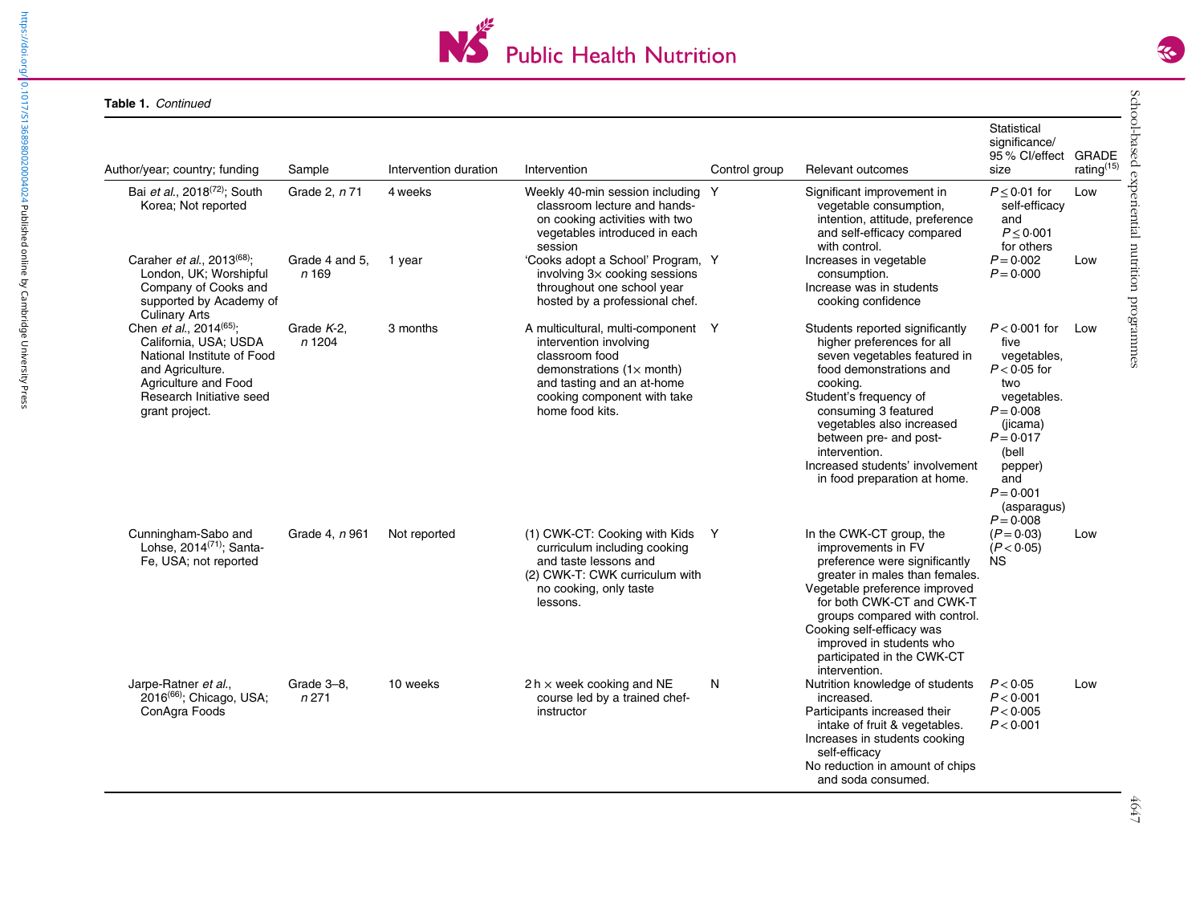**Table 1.** *Continued*

| Author/year; country; funding | Sample | Intervention duration | Intervention | Control group | Relevant outcomes | Statistical significance/ 95 % CI/effect size | GRADE rating[15] |
|---|---|---|---|---|---|---|---|
| Bai *et al.*, 2018[72]; South Korea; Not reported | Grade 2, *n* 71 | 4 weeks | Weekly 40-min session including classroom lecture and hands-on cooking activities with two vegetables introduced in each session | Y | Significant improvement in vegetable consumption, intention, attitude, preference and self-efficacy compared with control. | $P \leq 0.01$ for self-efficacy and $P \leq 0.001$ for others | Low |
| Caraher *et al.*, 2013[68]; London, UK; Worshipful Company of Cooks and supported by Academy of Culinary Arts | Grade 4 and 5, *n* 169 | 1 year | 'Cooks adopt a School' Program, involving 3× cooking sessions throughout one school year hosted by a professional chef. | Y | Increases in vegetable consumption.<br>Increase was in students cooking confidence | $P = 0.002$<br>$P = 0.000$ | Low |
| Chen *et al.*, 2014[65]; California, USA; USDA National Institute of Food and Agriculture. Agriculture and Food Research Initiative seed grant project. | Grade *K*-2, *n* 1204 | 3 months | A multicultural, multi-component intervention involving classroom food demonstrations (1× month) and tasting and an at-home cooking component with take home food kits. | Y | Students reported significantly higher preferences for all seven vegetables featured in food demonstrations and cooking.<br>Student's frequency of consuming 3 featured vegetables also increased between pre- and post-intervention.<br>Increased students' involvement in food preparation at home. | $P < 0.001$ for five vegetables, $P < 0.05$ for two vegetables.<br>$P = 0.008$ (jicama)<br>$P = 0.017$ (bell pepper) and<br>$P = 0.001$ (asparagus)<br>$P = 0.008$ | Low |
| Cunningham-Sabo and Lohse, 2014[71]; Santa-Fe, USA; not reported | Grade 4, *n* 961 | Not reported | (1) CWK-CT: Cooking with Kids curriculum including cooking and taste lessons and<br>(2) CWK-T: CWK curriculum with no cooking, only taste lessons. | Y | In the CWK-CT group, the improvements in FV preference were significantly greater in males than females.<br>Vegetable preference improved for both CWK-CT and CWK-T groups compared with control.<br>Cooking self-efficacy was improved in students who participated in the CWK-CT intervention. | ($P = 0.03$)<br>($P < 0.05$)<br>NS | Low |
| Jarpe-Ratner *et al.*, 2016[66]; Chicago, USA; ConAgra Foods | Grade 3–8, *n* 271 | 10 weeks | 2 h × week cooking and NE course led by a trained chef-instructor | N | Nutrition knowledge of students increased.<br>Participants increased their intake of fruit & vegetables.<br>Increases in students cooking self-efficacy<br>No reduction in amount of chips and soda consumed. | $P < 0.05$<br>$P < 0.001$<br>$P < 0.005$<br>$P < 0.001$ | Low |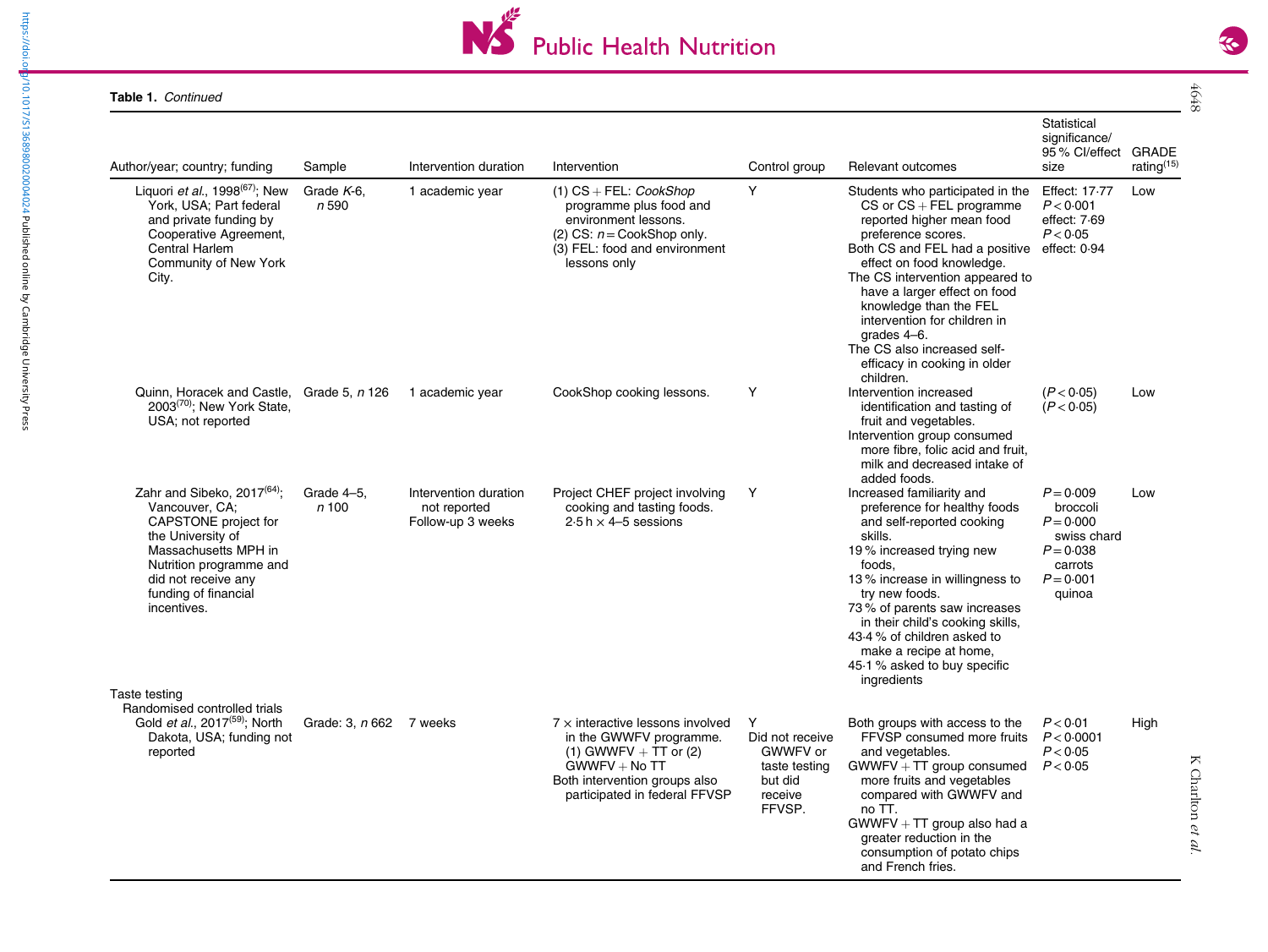**Table 1.** *Continued*

| Author/year; country; funding | Sample | Intervention duration | Intervention | Control group | Relevant outcomes | Statistical significance/ 95 % CI/effect size | GRADE rating[15] |
|---|---|---|---|---|---|---|---|
| Liquori *et al.*, 1998[67]; New York, USA; Part federal and private funding by Cooperative Agreement, Central Harlem Community of New York City. | Grade *K*-6, *n* 590 | 1 academic year | (1) CS + FEL: *CookShop* programme plus food and environment lessons. (2) CS: *n* = CookShop only. (3) FEL: food and environment lessons only | Y | Students who participated in the CS or CS + FEL programme reported higher mean food preference scores. Both CS and FEL had a positive effect on food knowledge. The CS intervention appeared to have a larger effect on food knowledge than the FEL intervention for children in grades 4–6. The CS also increased self-efficacy in cooking in older children. | Effect: 17·77 $P < 0.001$ effect: 7·69 $P < 0.05$ effect: 0·94 | Low |
| Quinn, Horacek and Castle, 2003[70]; New York State, USA; not reported | Grade 5, *n* 126 | 1 academic year | CookShop cooking lessons. | Y | Intervention increased identification and tasting of fruit and vegetables. Intervention group consumed more fibre, folic acid and fruit, milk and decreased intake of added foods. | ($P < 0.05$) ($P < 0.05$) | Low |
| Zahr and Sibeko, 2017[64]; Vancouver, CA; CAPSTONE project for the University of Massachusetts MPH in Nutrition programme and did not receive any funding of financial incentives. | Grade 4–5, *n* 100 | Intervention duration not reported Follow-up 3 weeks | Project CHEF project involving cooking and tasting foods. 2·5 h × 4–5 sessions | Y | Increased familiarity and preference for healthy foods and self-reported cooking skills. 19 % increased trying new foods, 13 % increase in willingness to try new foods. 73 % of parents saw increases in their child's cooking skills, 43·4 % of children asked to make a recipe at home, 45·1 % asked to buy specific ingredients | $P = 0.009$ broccoli $P = 0.000$ swiss chard $P = 0.038$ carrots $P = 0.001$ quinoa | Low |
| Taste testing | | | | | | | |
| Randomised controlled trials | | | | | | | |
| Gold *et al.*, 2017[59]; North Dakota, USA; funding not reported | Grade: 3, *n* 662 | 7 weeks | 7 × interactive lessons involved in the GWWFV programme. (1) GWWFV + TT or (2) GWWFV + No TT Both intervention groups also participated in federal FFVSP | Y Did not receive GWWFV or taste testing but did receive FFVSP. | Both groups with access to the FFVSP consumed more fruits and vegetables. GWWFV + TT group consumed more fruits and vegetables compared with GWWFV and no TT. GWWFV + TT group also had a greater reduction in the consumption of potato chips and French fries. | $P < 0.01$ $P < 0.0001$ $P < 0.05$ $P < 0.05$ | High |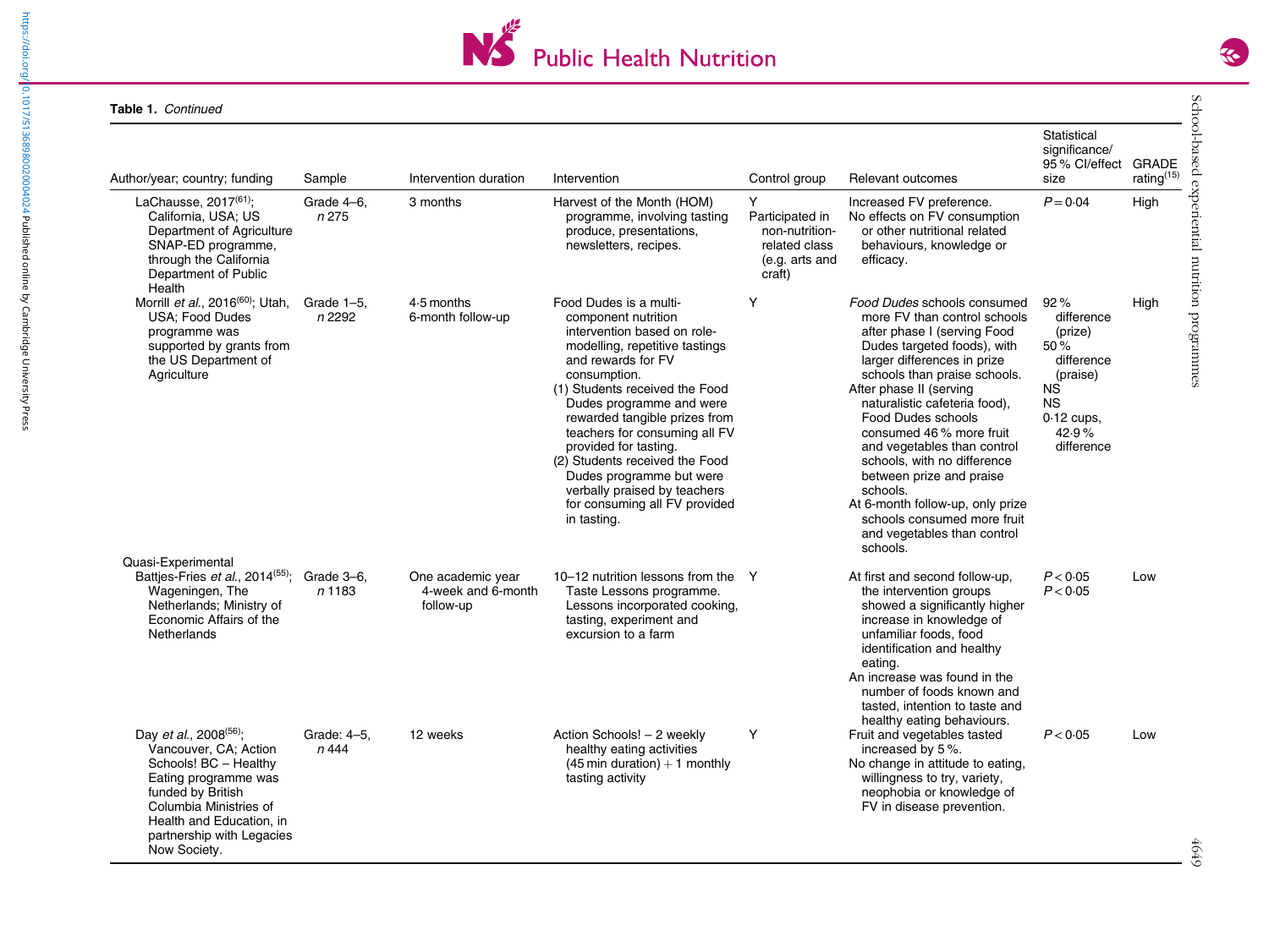**Table 1.** *Continued*

| Author/year; country; funding | Sample | Intervention duration | Intervention | Control group | Relevant outcomes | Statistical significance/ 95 % CI/effect size | GRADE rating[15] |
|---|---|---|---|---|---|---|---|
| LaChausse, 2017[61]; California, USA; US Department of Agriculture SNAP-ED programme, through the California Department of Public Health | Grade 4–6, *n* 275 | 3 months | Harvest of the Month (HOM) programme, involving tasting produce, presentations, newsletters, recipes. | Y Participated in non-nutrition-related class (e.g. arts and craft) | Increased FV preference. No effects on FV consumption or other nutritional related behaviours, knowledge or efficacy. | $P=0.04$ | High |
| Morrill *et al.*, 2016[60]; Utah, USA; Food Dudes programme was supported by grants from the US Department of Agriculture | Grade 1–5, *n* 2292 | 4·5 months 6-month follow-up | Food Dudes is a multi-component nutrition intervention based on role-modelling, repetitive tastings and rewards for FV consumption. (1) Students received the Food Dudes programme and were rewarded tangible prizes from teachers for consuming all FV provided for tasting. (2) Students received the Food Dudes programme but were verbally praised by teachers for consuming all FV provided in tasting. | Y | *Food Dudes* schools consumed more FV than control schools after phase I (serving Food Dudes targeted foods), with larger differences in prize schools than praise schools. After phase II (serving naturalistic cafeteria food), Food Dudes schools consumed 46 % more fruit and vegetables than control schools, with no difference between prize and praise schools. At 6-month follow-up, only prize schools consumed more fruit and vegetables than control schools. | 92 % difference (prize) 50 % difference (praise) NS NS 0·12 cups, 42·9 % difference | High |
| Quasi-Experimental | | | | | | | |
| Battjes-Fries *et al.*, 2014[55]; Wageningen, The Netherlands; Ministry of Economic Affairs of the Netherlands | Grade 3–6, *n* 1183 | One academic year 4-week and 6-month follow-up | 10–12 nutrition lessons from the Taste Lessons programme. Lessons incorporated cooking, tasting, experiment and excursion to a farm | Y | At first and second follow-up, the intervention groups showed a significantly higher increase in knowledge of unfamiliar foods, food identification and healthy eating. An increase was found in the number of foods known and tasted, intention to taste and healthy eating behaviours. | $P<0.05$ $P<0.05$ | Low |
| Day *et al.*, 2008[56]; Vancouver, CA; Action Schools! BC – Healthy Eating programme was funded by British Columbia Ministries of Health and Education, in partnership with Legacies Now Society. | Grade: 4–5, *n* 444 | 12 weeks | Action Schools! – 2 weekly healthy eating activities (45 min duration) + 1 monthly tasting activity | Y | Fruit and vegetables tasted increased by 5 %. No change in attitude to eating, willingness to try, variety, neophobia or knowledge of FV in disease prevention. | $P<0.05$ | Low |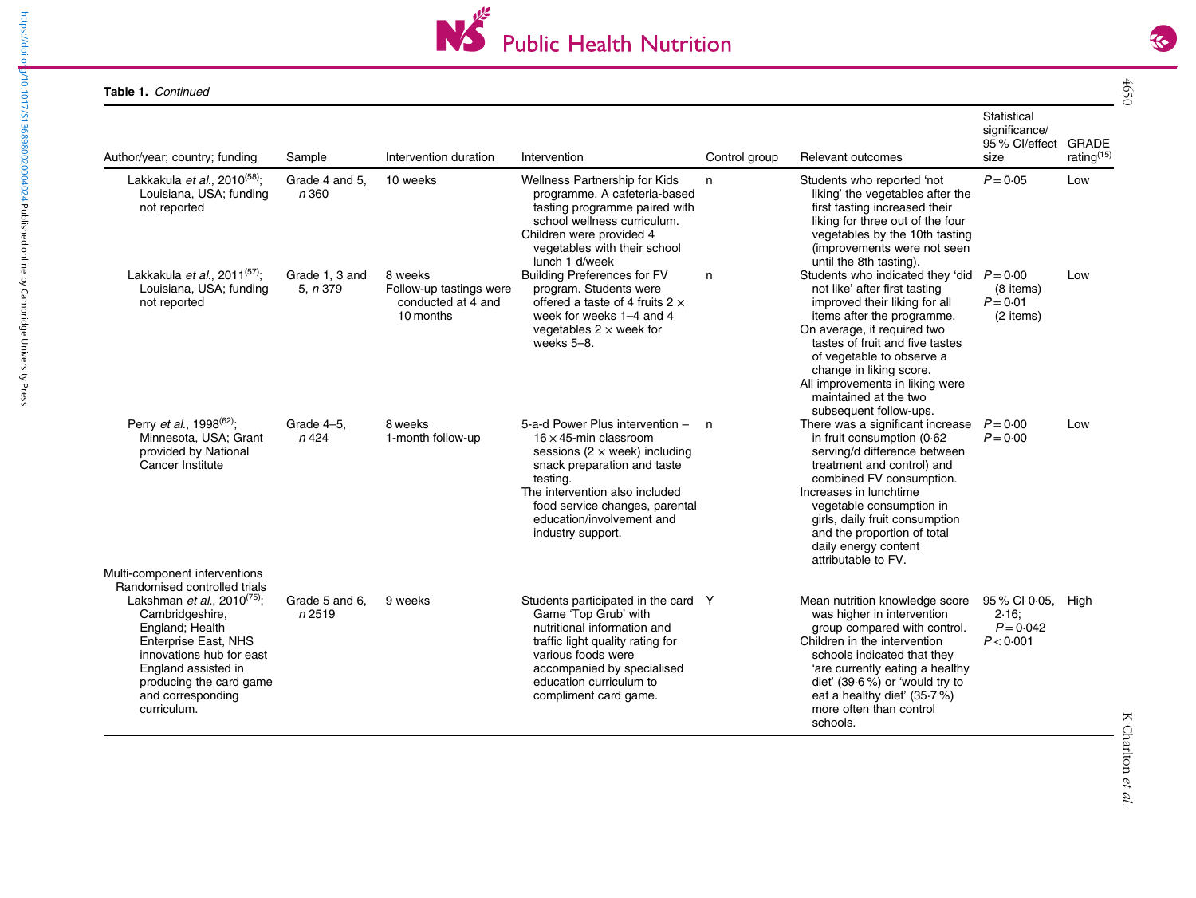**Table 1.** *Continued*

| Author/year; country; funding | Sample | Intervention duration | Intervention | Control group | Relevant outcomes | Statistical significance/ 95 % CI/effect size | GRADE rating[15] |
|---|---|---|---|---|---|---|---|
| Lakkakula *et al.*, 2010[58]; Louisiana, USA; funding not reported | Grade 4 and 5, *n* 360 | 10 weeks | Wellness Partnership for Kids programme. A cafeteria-based tasting programme paired with school wellness curriculum. Children were provided 4 vegetables with their school lunch 1 d/week | n | Students who reported 'not liking' the vegetables after the first tasting increased their liking for three out of the four vegetables by the 10th tasting (improvements were not seen until the 8th tasting). | $P = 0.05$ | Low |
| Lakkakula *et al.*, 2011[57]; Louisiana, USA; funding not reported | Grade 1, 3 and 5, *n* 379 | 8 weeks Follow-up tastings were conducted at 4 and 10 months | Building Preferences for FV program. Students were offered a taste of 4 fruits 2 × week for weeks 1–4 and 4 vegetables 2 × week for weeks 5–8. | n | Students who indicated they 'did not like' after first tasting improved their liking for all items after the programme. On average, it required two tastes of fruit and five tastes of vegetable to observe a change in liking score. All improvements in liking were maintained at the two subsequent follow-ups. | $P = 0.00$ (8 items) $P = 0.01$ (2 items) | Low |
| Perry *et al.*, 1998[62]; Minnesota, USA; Grant provided by National Cancer Institute | Grade 4–5, *n* 424 | 8 weeks 1-month follow-up | 5-a-d Power Plus intervention – 16 × 45-min classroom sessions (2 × week) including snack preparation and taste testing. The intervention also included food service changes, parental education/involvement and industry support. | n | There was a significant increase in fruit consumption (0·62 serving/d difference between treatment and control) and combined FV consumption. Increases in lunchtime vegetable consumption in girls, daily fruit consumption and the proportion of total daily energy content attributable to FV. | $P = 0.00$ $P = 0.00$ | Low |
| Multi-component interventions | | | | | | | |
| Randomised controlled trials | | | | | | | |
| Lakshman *et al.*, 2010[75]; Cambridgeshire, England; Health Enterprise East, NHS innovations hub for east England assisted in producing the card game and corresponding curriculum. | Grade 5 and 6, *n* 2519 | 9 weeks | Students participated in the card Game 'Top Grub' with nutritional information and traffic light quality rating for various foods were accompanied by specialised education curriculum to compliment card game. | Y | Mean nutrition knowledge score was higher in intervention group compared with control. Children in the intervention schools indicated that they 'are currently eating a healthy diet' (39·6 %) or 'would try to eat a healthy diet' (35·7 %) more often than control schools. | 95 % CI 0·05, 2·16; $P = 0.042$ $P < 0.001$ | High |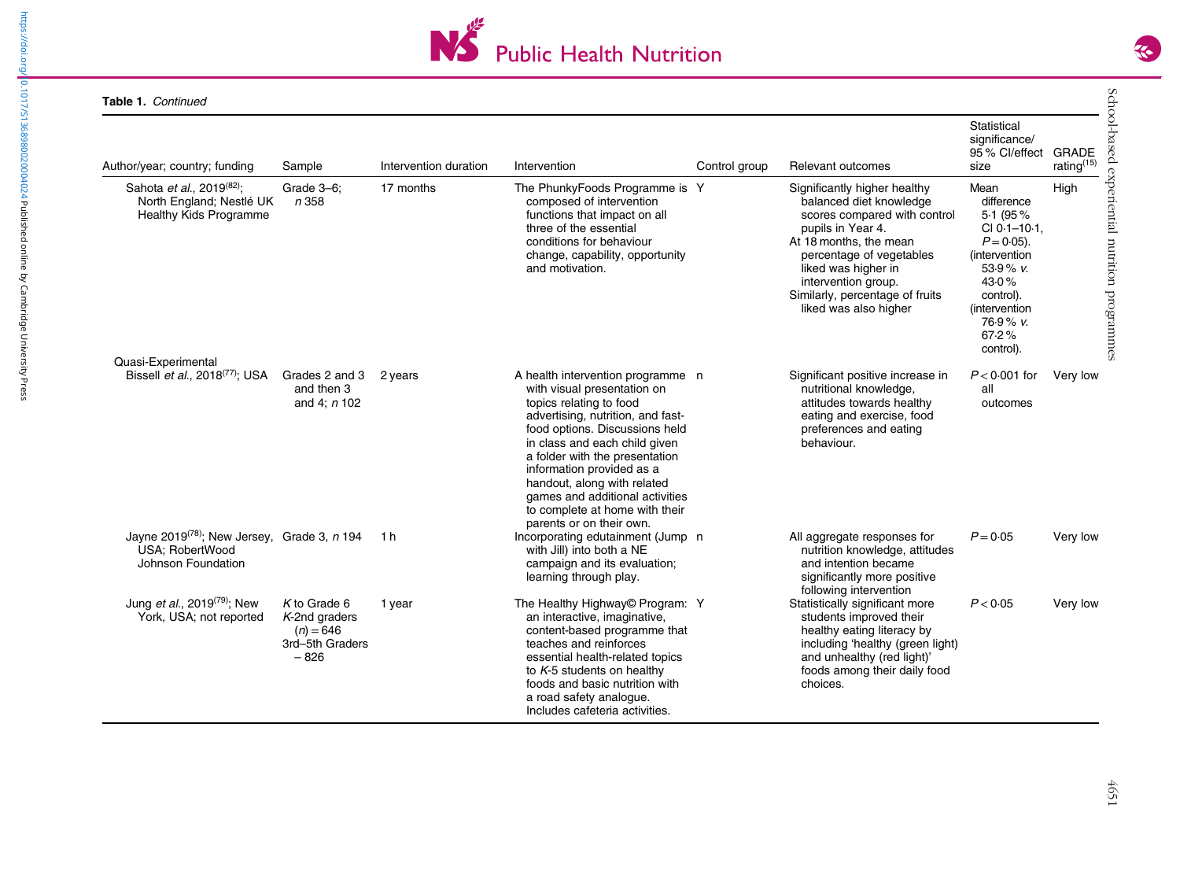**Table 1.** *Continued*

| Author/year; country; funding | Sample | Intervention duration | Intervention | Control group | Relevant outcomes | Statistical significance/ 95 % CI/effect size | GRADE rating[15] |
|---|---|---|---|---|---|---|---|
| Sahota *et al.*, 2019[82]; North England; Nestlé UK Healthy Kids Programme | Grade 3–6; *n* 358 | 17 months | The PhunkyFoods Programme is composed of intervention functions that impact on all three of the essential conditions for behaviour change, capability, opportunity and motivation. | Y | Significantly higher healthy balanced diet knowledge scores compared with control pupils in Year 4. At 18 months, the mean percentage of vegetables liked was higher in intervention group. Similarly, percentage of fruits liked was also higher | Mean difference 5·1 (95 % CI 0·1–10·1, $P = 0·05$). (intervention 53·9 % *v.* 43·0 % control). (intervention 76·9 % *v.* 67·2 % control). | High |
| Quasi-Experimental | | | | | | | |
| Bissell *et al.*, 2018[77]; USA | Grades 2 and 3 and then 3 and 4; *n* 102 | 2 years | A health intervention programme with visual presentation on topics relating to food advertising, nutrition, and fast-food options. Discussions held in class and each child given a folder with the presentation information provided as a handout, along with related games and additional activities to complete at home with their parents or on their own. | n | Significant positive increase in nutritional knowledge, attitudes towards healthy eating and exercise, food preferences and eating behaviour. | $P < 0·001$ for all outcomes | Very low |
| Jayne 2019[78]; New Jersey, USA; RobertWood Johnson Foundation | Grade 3, *n* 194 | 1 h | Incorporating edutainment (Jump with Jill) into both a NE campaign and its evaluation; learning through play. | n | All aggregate responses for nutrition knowledge, attitudes and intention became significantly more positive following intervention | $P = 0·05$ | Very low |
| Jung *et al.*, 2019[79]; New York, USA; not reported | *K* to Grade 6 *K*-2nd graders ($n$) = 646 3rd–5th Graders – 826 | 1 year | The Healthy Highway© Program: an interactive, imaginative, content-based programme that teaches and reinforces essential health-related topics to *K*-5 students on healthy foods and basic nutrition with a road safety analogue. Includes cafeteria activities. | Y | Statistically significant more students improved their healthy eating literacy by including 'healthy (green light) and unhealthy (red light)' foods among their daily food choices. | $P < 0·05$ | Very low |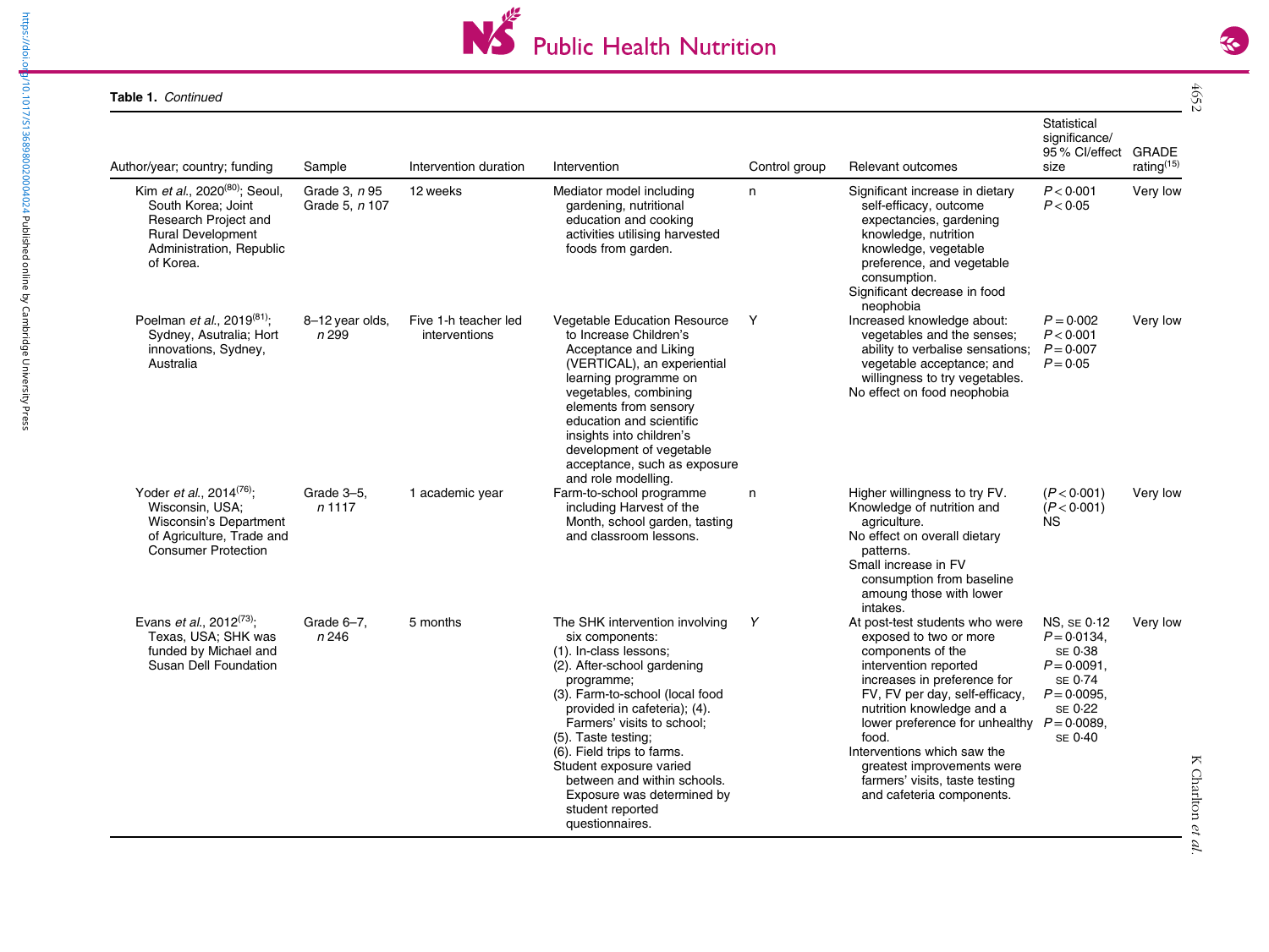**Table 1.** *Continued*

| Author/year; country; funding | Sample | Intervention duration | Intervention | Control group | Relevant outcomes | Statistical significance/ 95 % CI/effect size | GRADE rating[15] |
|---|---|---|---|---|---|---|---|
| Kim *et al.*, 2020[80]; Seoul, South Korea; Joint Research Project and Rural Development Administration, Republic of Korea. | Grade 3, *n* 95 Grade 5, *n* 107 | 12 weeks | Mediator model including gardening, nutritional education and cooking activities utilising harvested foods from garden. | n | Significant increase in dietary self-efficacy, outcome expectancies, gardening knowledge, nutrition knowledge, vegetable preference, and vegetable consumption. Significant decrease in food neophobia | $P < 0{\cdot}001$ $P < 0{\cdot}05$ | Very low |
| Poelman *et al.*, 2019[81]; Sydney, Asutralia; Hort innovations, Sydney, Australia | 8–12 year olds, *n* 299 | Five 1-h teacher led interventions | Vegetable Education Resource to Increase Children's Acceptance and Liking (VERTICAL), an experiential learning programme on vegetables, combining elements from sensory education and scientific insights into children's development of vegetable acceptance, such as exposure and role modelling. | Y | Increased knowledge about: vegetables and the senses; ability to verbalise sensations; vegetable acceptance; and willingness to try vegetables. No effect on food neophobia | $P = 0{\cdot}002$ $P < 0{\cdot}001$ $P = 0{\cdot}007$ $P = 0{\cdot}05$ | Very low |
| Yoder *et al.*, 2014[76]; Wisconsin, USA; Wisconsin's Department of Agriculture, Trade and Consumer Protection | Grade 3–5, *n* 1117 | 1 academic year | Farm-to-school programme including Harvest of the Month, school garden, tasting and classroom lessons. | n | Higher willingness to try FV. Knowledge of nutrition and agriculture. No effect on overall dietary patterns. Small increase in FV consumption from baseline amoung those with lower intakes. | ($P < 0{\cdot}001$) ($P < 0{\cdot}001$) NS | Very low |
| Evans *et al.*, 2012[73]; Texas, USA; SHK was funded by Michael and Susan Dell Foundation | Grade 6–7, *n* 246 | 5 months | The SHK intervention involving six components: (1). In-class lessons; (2). After-school gardening programme; (3). Farm-to-school (local food provided in cafeteria); (4). Farmers' visits to school; (5). Taste testing; (6). Field trips to farms. Student exposure varied between and within schools. Exposure was determined by student reported questionnaires. | *Y* | At post-test students who were exposed to two or more components of the intervention reported increases in preference for FV, FV per day, self-efficacy, nutrition knowledge and a lower preference for unhealthy food. Interventions which saw the greatest improvements were farmers' visits, taste testing and cafeteria components. | NS, SE 0·12 $P = 0{\cdot}0134$, SE 0·38 $P = 0{\cdot}0091$, SE 0·74 $P = 0{\cdot}0095$, SE 0·22 $P = 0{\cdot}0089$, SE 0·40 | Very low |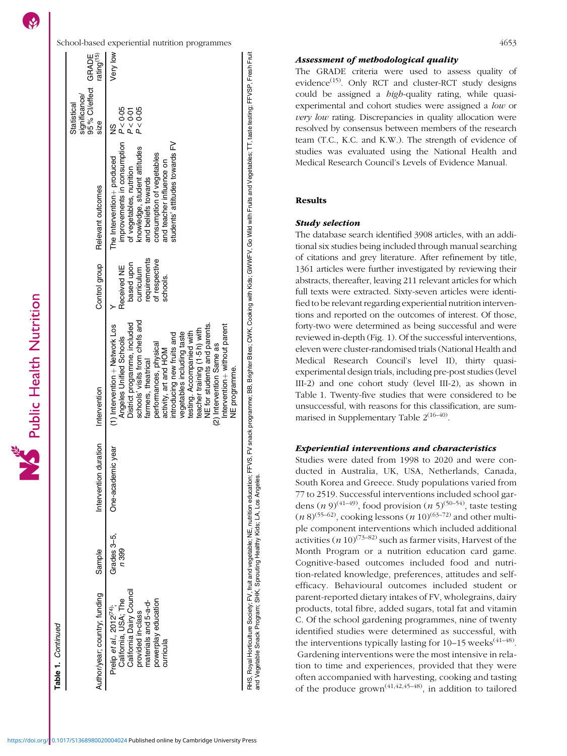Table 1. Continued

| Author/year; country; funding | Sample | Intervention duration | Intervention | Control group | Relevant outcomes | Statistical significance/ 95% CI/effect size | GRADE rating[15] |
|---|---|---|---|---|---|---|---|
| Prelip *et al.*, 2012[74]; California, USA; The California Dairy Council provided in-class materials and 5-a-d-powerplay education curricula | Grades 3–5, *n* 399 | One-academic year | (1) Intervention + Network Los Angeles Unified Schools District programme, included schools' visits from chefs and farmers, theatrical performances, physical activity, art and HOM introducing new fruits and vegetables including taste testing. Accompanied with teacher training (1·5 h) with NE for students and parents. (2) Intervention Same as Intervention+ without parent NE programme. | Y Received NE based upon curriculum requirements of respective schools. | The Intervention+ produced improvements in consumption of vegetables, nutrition knowledge, student attitudes and beliefs towards consumption of vegetables and teacher influence on students' attitudes towards FV | NS $P < 0·05$ $P < 0·01$ $P < 0·05$ | Very low |

RHS, Royal Horticulture Society; FV, fruit and vegetable; NE, nutrition education; FFVS, FV snack programme; BB, Brighter Bites; CWK, Cooking with Kids; GWWFV, Go Wild with Fruits and Vegetables; TT, taste testing; FFVSP, Fresh Fruit and Vegetable Snack Program; SHK, Sprouting Healthy Kids; LA, Los Angeles.

### Assessment of methodological quality

The GRADE criteria were used to assess quality of evidence[15]. Only RCT and cluster-RCT study designs could be assigned a *high*-quality rating, while quasi-experimental and cohort studies were assigned a *low* or *very low* rating. Discrepancies in quality allocation were resolved by consensus between members of the research team (T.C., K.C. and K.W.). The strength of evidence of studies was evaluated using the National Health and Medical Research Council's Levels of Evidence Manual.

## Results

### Study selection

The database search identified 3908 articles, with an additional six studies being included through manual searching of citations and grey literature. After refinement by title, 1361 articles were further investigated by reviewing their abstracts, thereafter, leaving 211 relevant articles for which full texts were extracted. Sixty-seven articles were identified to be relevant regarding experiential nutrition interventions and reported on the outcomes of interest. Of those, forty-two were determined as being successful and were reviewed in-depth (Fig. 1). Of the successful interventions, eleven were cluster-randomised trials (National Health and Medical Research Council's level II), thirty quasi-experimental design trials, including pre-post studies (level III-2) and one cohort study (level III-2), as shown in Table 1. Twenty-five studies that were considered to be unsuccessful, with reasons for this classification, are summarised in Supplementary Table 2[16–40].

### Experiential interventions and characteristics

Studies were dated from 1998 to 2020 and were conducted in Australia, UK, USA, Netherlands, Canada, South Korea and Greece. Study populations varied from 77 to 2519. Successful interventions included school gardens (*n* 9)[41–49], food provision (*n* 5)[50–54], taste testing (*n* 8)[55–62], cooking lessons (*n* 10)[63–72] and other multiple component interventions which included additional activities (*n* 10)[73–82] such as farmer visits, Harvest of the Month Program or a nutrition education card game. Cognitive-based outcomes included food and nutrition-related knowledge, preferences, attitudes and self-efficacy. Behavioural outcomes included student or parent-reported dietary intakes of FV, wholegrains, dairy products, total fibre, added sugars, total fat and vitamin C. Of the school gardening programmes, nine of twenty identified studies were determined as successful, with the interventions typically lasting for 10–15 weeks[41–48]. Gardening interventions were the most intensive in relation to time and experiences, provided that they were often accompanied with harvesting, cooking and tasting of the produce grown[41,42,45–48], in addition to tailored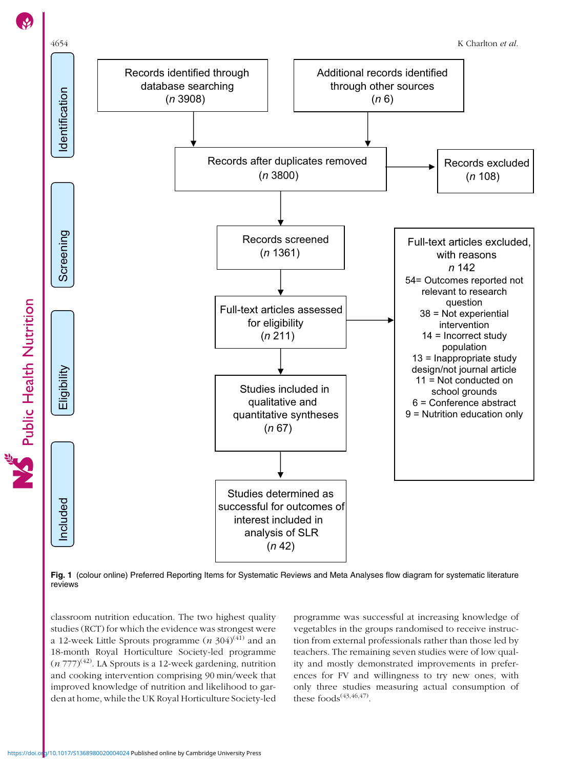Identification

Records identified through database searching (*n* 3908)

Additional records identified through other sources (*n* 6)

Records after duplicates removed (*n* 3800)

Records excluded (*n* 108)

Screening

Records screened (*n* 1361)

Eligibility

Full-text articles assessed for eligibility (*n* 211)

Full-text articles excluded, with reasons *n* 142
54= Outcomes reported not relevant to research question
38 = Not experiential intervention
14 = Incorrect study population
13 = Inappropriate study design/not journal article
11 = Not conducted on school grounds
6 = Conference abstract
9 = Nutrition education only

Studies included in qualitative and quantitative syntheses (*n* 67)

Included

Studies determined as successful for outcomes of interest included in analysis of SLR (*n* 42)

**Fig. 1** (colour online) Preferred Reporting Items for Systematic Reviews and Meta Analyses flow diagram for systematic literature reviews

classroom nutrition education. The two highest quality studies (RCT) for which the evidence was strongest were a 12-week Little Sprouts programme (*n* 304)[41] and an 18-month Royal Horticulture Society-led programme (*n* 777)[42]. LA Sprouts is a 12-week gardening, nutrition and cooking intervention comprising 90 min/week that improved knowledge of nutrition and likelihood to garden at home, while the UK Royal Horticulture Society-led programme was successful at increasing knowledge of vegetables in the groups randomised to receive instruction from external professionals rather than those led by teachers. The remaining seven studies were of low quality and mostly demonstrated improvements in preferences for FV and willingness to try new ones, with only three studies measuring actual consumption of these foods[43,46,47].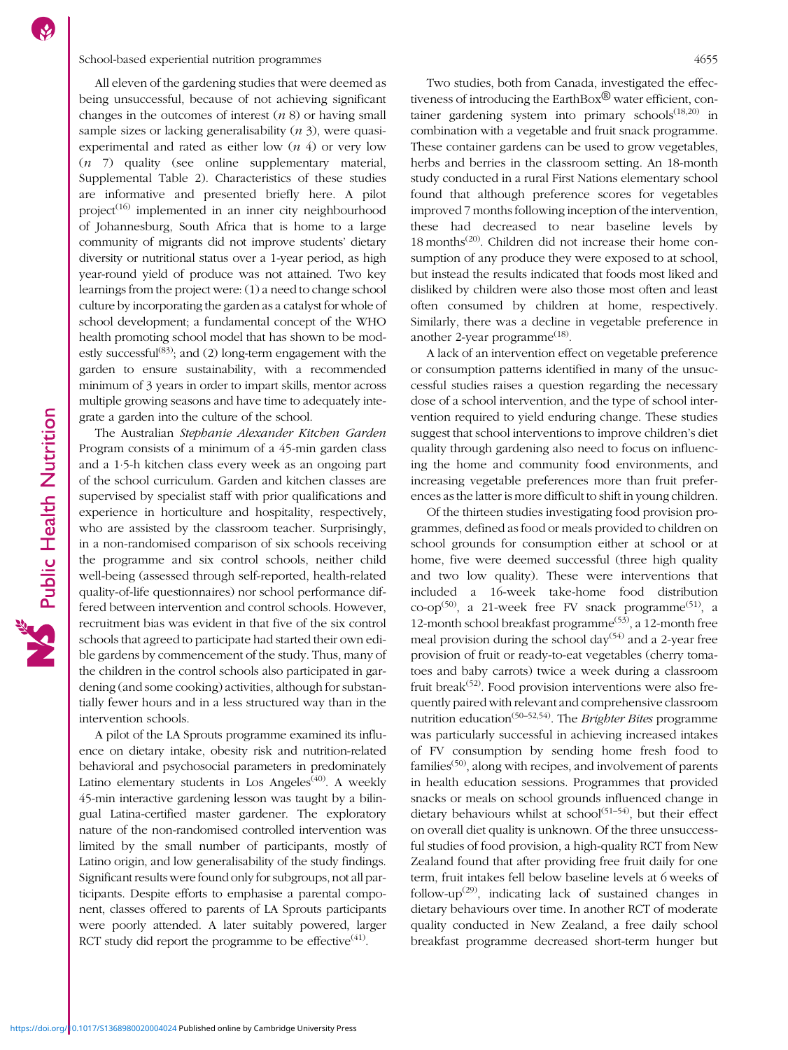All eleven of the gardening studies that were deemed as being unsuccessful, because of not achieving significant changes in the outcomes of interest (*n* 8) or having small sample sizes or lacking generalisability (*n* 3), were quasi-experimental and rated as either low (*n* 4) or very low (*n* 7) quality (see online supplementary material, Supplemental Table 2). Characteristics of these studies are informative and presented briefly here. A pilot project[16] implemented in an inner city neighbourhood of Johannesburg, South Africa that is home to a large community of migrants did not improve students' dietary diversity or nutritional status over a 1-year period, as high year-round yield of produce was not attained. Two key learnings from the project were: (1) a need to change school culture by incorporating the garden as a catalyst for whole of school development; a fundamental concept of the WHO health promoting school model that has shown to be modestly successful[83]; and (2) long-term engagement with the garden to ensure sustainability, with a recommended minimum of 3 years in order to impart skills, mentor across multiple growing seasons and have time to adequately integrate a garden into the culture of the school.

The Australian *Stephanie Alexander Kitchen Garden* Program consists of a minimum of a 45-min garden class and a 1·5-h kitchen class every week as an ongoing part of the school curriculum. Garden and kitchen classes are supervised by specialist staff with prior qualifications and experience in horticulture and hospitality, respectively, who are assisted by the classroom teacher. Surprisingly, in a non-randomised comparison of six schools receiving the programme and six control schools, neither child well-being (assessed through self-reported, health-related quality-of-life questionnaires) nor school performance differed between intervention and control schools. However, recruitment bias was evident in that five of the six control schools that agreed to participate had started their own edible gardens by commencement of the study. Thus, many of the children in the control schools also participated in gardening (and some cooking) activities, although for substantially fewer hours and in a less structured way than in the intervention schools.

A pilot of the LA Sprouts programme examined its influence on dietary intake, obesity risk and nutrition-related behavioral and psychosocial parameters in predominately Latino elementary students in Los Angeles[40]. A weekly 45-min interactive gardening lesson was taught by a bilingual Latina-certified master gardener. The exploratory nature of the non-randomised controlled intervention was limited by the small number of participants, mostly of Latino origin, and low generalisability of the study findings. Significant results were found only for subgroups, not all participants. Despite efforts to emphasise a parental component, classes offered to parents of LA Sprouts participants were poorly attended. A later suitably powered, larger RCT study did report the programme to be effective[41].

Two studies, both from Canada, investigated the effectiveness of introducing the EarthBox® water efficient, container gardening system into primary schools[18,20] in combination with a vegetable and fruit snack programme. These container gardens can be used to grow vegetables, herbs and berries in the classroom setting. An 18-month study conducted in a rural First Nations elementary school found that although preference scores for vegetables improved 7 months following inception of the intervention, these had decreased to near baseline levels by 18 months[20]. Children did not increase their home consumption of any produce they were exposed to at school, but instead the results indicated that foods most liked and disliked by children were also those most often and least often consumed by children at home, respectively. Similarly, there was a decline in vegetable preference in another 2-year programme[18].

A lack of an intervention effect on vegetable preference or consumption patterns identified in many of the unsuccessful studies raises a question regarding the necessary dose of a school intervention, and the type of school intervention required to yield enduring change. These studies suggest that school interventions to improve children's diet quality through gardening also need to focus on influencing the home and community food environments, and increasing vegetable preferences more than fruit preferences as the latter is more difficult to shift in young children.

Of the thirteen studies investigating food provision programmes, defined as food or meals provided to children on school grounds for consumption either at school or at home, five were deemed successful (three high quality and two low quality). These were interventions that included a 16-week take-home food distribution co-op[50], a 21-week free FV snack programme[51], a 12-month school breakfast programme[53], a 12-month free meal provision during the school day[54] and a 2-year free provision of fruit or ready-to-eat vegetables (cherry tomatoes and baby carrots) twice a week during a classroom fruit break[52]. Food provision interventions were also frequently paired with relevant and comprehensive classroom nutrition education[50–52,54]. The *Brighter Bites* programme was particularly successful in achieving increased intakes of FV consumption by sending home fresh food to families[50], along with recipes, and involvement of parents in health education sessions. Programmes that provided snacks or meals on school grounds influenced change in dietary behaviours whilst at school[51–54], but their effect on overall diet quality is unknown. Of the three unsuccessful studies of food provision, a high-quality RCT from New Zealand found that after providing free fruit daily for one term, fruit intakes fell below baseline levels at 6 weeks of follow-up[29], indicating lack of sustained changes in dietary behaviours over time. In another RCT of moderate quality conducted in New Zealand, a free daily school breakfast programme decreased short-term hunger but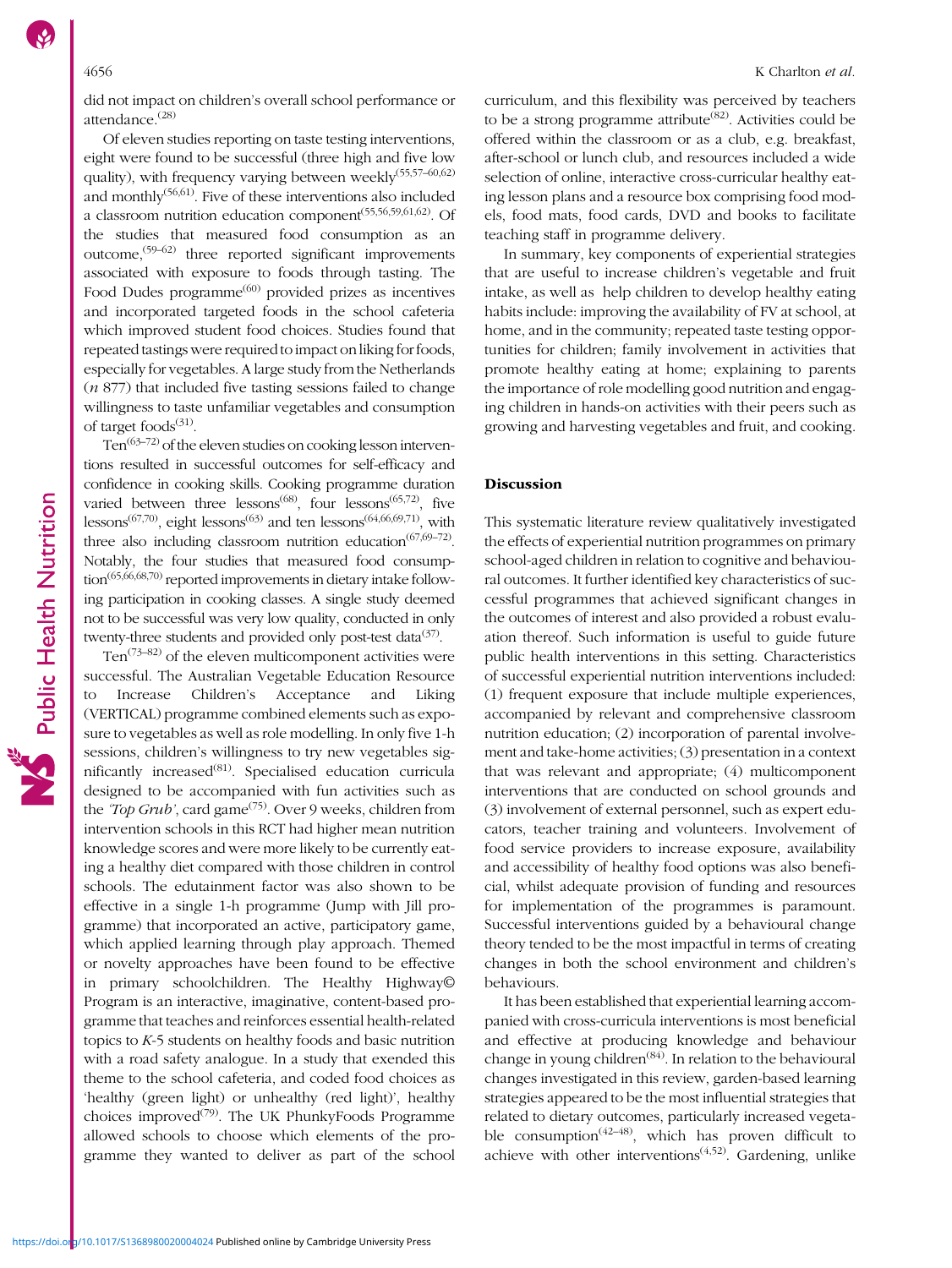did not impact on children's overall school performance or attendance.[28]

Of eleven studies reporting on taste testing interventions, eight were found to be successful (three high and five low quality), with frequency varying between weekly[55,57–60,62] and monthly[56,61]. Five of these interventions also included a classroom nutrition education component[55,56,59,61,62]. Of the studies that measured food consumption as an outcome,[59–62] three reported significant improvements associated with exposure to foods through tasting. The Food Dudes programme[60] provided prizes as incentives and incorporated targeted foods in the school cafeteria which improved student food choices. Studies found that repeated tastings were required to impact on liking for foods, especially for vegetables. A large study from the Netherlands ($n$ 877) that included five tasting sessions failed to change willingness to taste unfamiliar vegetables and consumption of target foods[31].

Ten[63–72] of the eleven studies on cooking lesson interventions resulted in successful outcomes for self-efficacy and confidence in cooking skills. Cooking programme duration varied between three lessons[68], four lessons[65,72], five lessons[67,70], eight lessons[63] and ten lessons[64,66,69,71], with three also including classroom nutrition education[67,69–72]. Notably, the four studies that measured food consumption[65,66,68,70] reported improvements in dietary intake following participation in cooking classes. A single study deemed not to be successful was very low quality, conducted in only twenty-three students and provided only post-test data[37].

Ten[73–82] of the eleven multicomponent activities were successful. The Australian Vegetable Education Resource to Increase Children's Acceptance and Liking (VERTICAL) programme combined elements such as exposure to vegetables as well as role modelling. In only five 1-h sessions, children's willingness to try new vegetables significantly increased[81]. Specialised education curricula designed to be accompanied with fun activities such as the *'Top Grub'*, card game[75]. Over 9 weeks, children from intervention schools in this RCT had higher mean nutrition knowledge scores and were more likely to be currently eating a healthy diet compared with those children in control schools. The edutainment factor was also shown to be effective in a single 1-h programme (Jump with Jill programme) that incorporated an active, participatory game, which applied learning through play approach. Themed or novelty approaches have been found to be effective in primary schoolchildren. The Healthy Highway© Program is an interactive, imaginative, content-based programme that teaches and reinforces essential health-related topics to $K$-5 students on healthy foods and basic nutrition with a road safety analogue. In a study that exended this theme to the school cafeteria, and coded food choices as 'healthy (green light) or unhealthy (red light)', healthy choices improved[79]. The UK PhunkyFoods Programme allowed schools to choose which elements of the programme they wanted to deliver as part of the school curriculum, and this flexibility was perceived by teachers to be a strong programme attribute[82]. Activities could be offered within the classroom or as a club, e.g. breakfast, after-school or lunch club, and resources included a wide selection of online, interactive cross-curricular healthy eating lesson plans and a resource box comprising food models, food mats, food cards, DVD and books to facilitate teaching staff in programme delivery.

In summary, key components of experiential strategies that are useful to increase children's vegetable and fruit intake, as well as help children to develop healthy eating habits include: improving the availability of FV at school, at home, and in the community; repeated taste testing opportunities for children; family involvement in activities that promote healthy eating at home; explaining to parents the importance of role modelling good nutrition and engaging children in hands-on activities with their peers such as growing and harvesting vegetables and fruit, and cooking.

## Discussion

This systematic literature review qualitatively investigated the effects of experiential nutrition programmes on primary school-aged children in relation to cognitive and behavioural outcomes. It further identified key characteristics of successful programmes that achieved significant changes in the outcomes of interest and also provided a robust evaluation thereof. Such information is useful to guide future public health interventions in this setting. Characteristics of successful experiential nutrition interventions included: (1) frequent exposure that include multiple experiences, accompanied by relevant and comprehensive classroom nutrition education; (2) incorporation of parental involvement and take-home activities; (3) presentation in a context that was relevant and appropriate; (4) multicomponent interventions that are conducted on school grounds and (3) involvement of external personnel, such as expert educators, teacher training and volunteers. Involvement of food service providers to increase exposure, availability and accessibility of healthy food options was also beneficial, whilst adequate provision of funding and resources for implementation of the programmes is paramount. Successful interventions guided by a behavioural change theory tended to be the most impactful in terms of creating changes in both the school environment and children's behaviours.

It has been established that experiential learning accompanied with cross-curricula interventions is most beneficial and effective at producing knowledge and behaviour change in young children[84]. In relation to the behavioural changes investigated in this review, garden-based learning strategies appeared to be the most influential strategies that related to dietary outcomes, particularly increased vegetable consumption[42–48], which has proven difficult to achieve with other interventions[4,52]. Gardening, unlike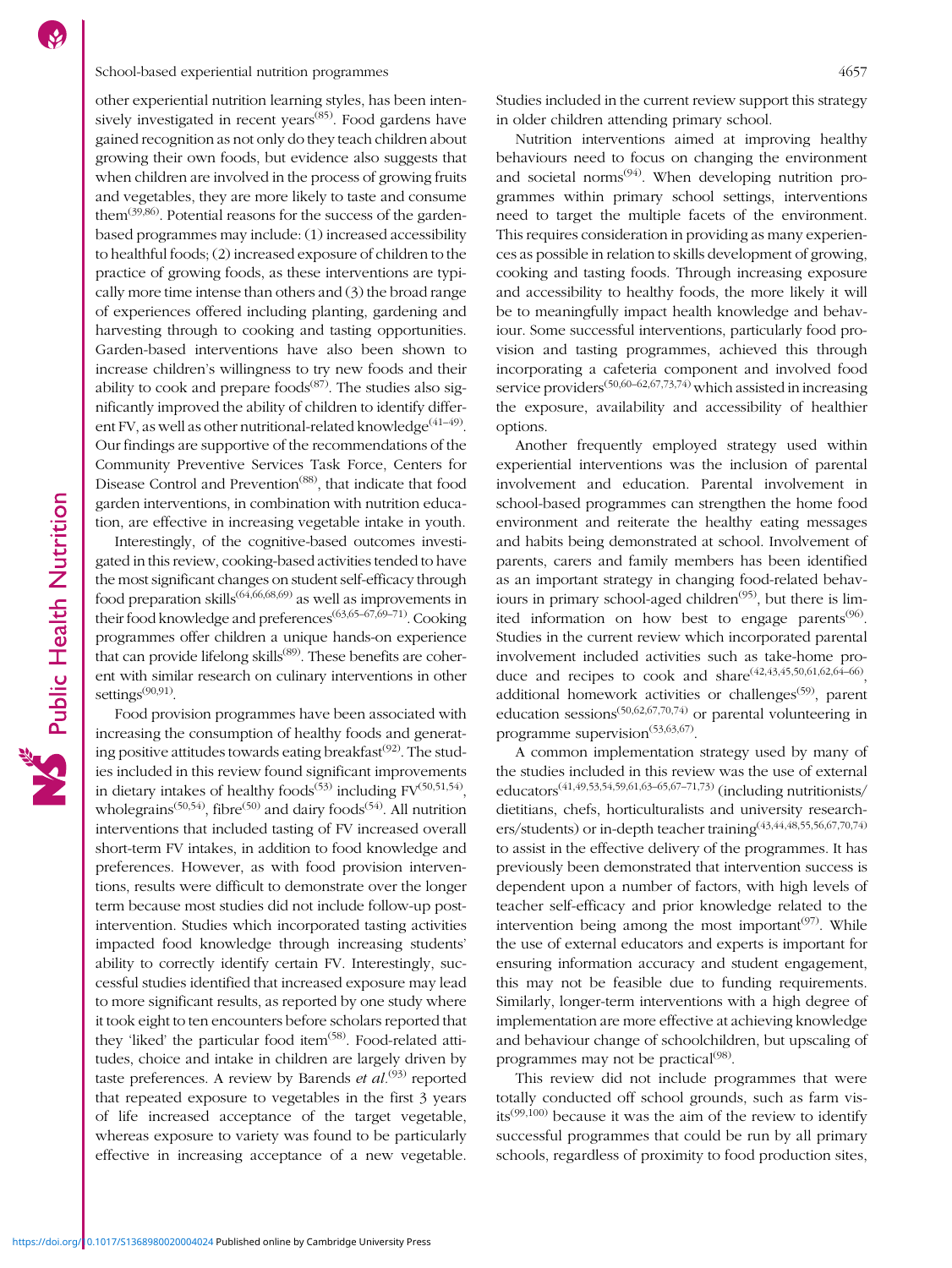other experiential nutrition learning styles, has been intensively investigated in recent years[85]. Food gardens have gained recognition as not only do they teach children about growing their own foods, but evidence also suggests that when children are involved in the process of growing fruits and vegetables, they are more likely to taste and consume them[39,86]. Potential reasons for the success of the garden-based programmes may include: (1) increased accessibility to healthful foods; (2) increased exposure of children to the practice of growing foods, as these interventions are typically more time intense than others and (3) the broad range of experiences offered including planting, gardening and harvesting through to cooking and tasting opportunities. Garden-based interventions have also been shown to increase children's willingness to try new foods and their ability to cook and prepare foods[87]. The studies also significantly improved the ability of children to identify different FV, as well as other nutritional-related knowledge[41–49]. Our findings are supportive of the recommendations of the Community Preventive Services Task Force, Centers for Disease Control and Prevention[88], that indicate that food garden interventions, in combination with nutrition education, are effective in increasing vegetable intake in youth.

Interestingly, of the cognitive-based outcomes investigated in this review, cooking-based activities tended to have the most significant changes on student self-efficacy through food preparation skills[64,66,68,69] as well as improvements in their food knowledge and preferences[63,65–67,69–71]. Cooking programmes offer children a unique hands-on experience that can provide lifelong skills[89]. These benefits are coherent with similar research on culinary interventions in other settings[90,91].

Food provision programmes have been associated with increasing the consumption of healthy foods and generating positive attitudes towards eating breakfast[92]. The studies included in this review found significant improvements in dietary intakes of healthy foods[53] including FV[50,51,54], wholegrains[50,54], fibre[50] and dairy foods[54]. All nutrition interventions that included tasting of FV increased overall short-term FV intakes, in addition to food knowledge and preferences. However, as with food provision interventions, results were difficult to demonstrate over the longer term because most studies did not include follow-up post-intervention. Studies which incorporated tasting activities impacted food knowledge through increasing students' ability to correctly identify certain FV. Interestingly, successful studies identified that increased exposure may lead to more significant results, as reported by one study where it took eight to ten encounters before scholars reported that they 'liked' the particular food item[58]. Food-related attitudes, choice and intake in children are largely driven by taste preferences. A review by Barends *et al.*[93] reported that repeated exposure to vegetables in the first 3 years of life increased acceptance of the target vegetable, whereas exposure to variety was found to be particularly effective in increasing acceptance of a new vegetable. Studies included in the current review support this strategy in older children attending primary school.

Nutrition interventions aimed at improving healthy behaviours need to focus on changing the environment and societal norms[94]. When developing nutrition programmes within primary school settings, interventions need to target the multiple facets of the environment. This requires consideration in providing as many experiences as possible in relation to skills development of growing, cooking and tasting foods. Through increasing exposure and accessibility to healthy foods, the more likely it will be to meaningfully impact health knowledge and behaviour. Some successful interventions, particularly food provision and tasting programmes, achieved this through incorporating a cafeteria component and involved food service providers[50,60–62,67,73,74] which assisted in increasing the exposure, availability and accessibility of healthier options.

Another frequently employed strategy used within experiential interventions was the inclusion of parental involvement and education. Parental involvement in school-based programmes can strengthen the home food environment and reiterate the healthy eating messages and habits being demonstrated at school. Involvement of parents, carers and family members has been identified as an important strategy in changing food-related behaviours in primary school-aged children[95], but there is limited information on how best to engage parents[96]. Studies in the current review which incorporated parental involvement included activities such as take-home produce and recipes to cook and share[42,43,45,50,61,62,64–66], additional homework activities or challenges[59], parent education sessions[50,62,67,70,74] or parental volunteering in programme supervision[53,63,67].

A common implementation strategy used by many of the studies included in this review was the use of external educators[41,49,53,54,59,61,63–65,67–71,73] (including nutritionists/dietitians, chefs, horticulturalists and university researchers/students) or in-depth teacher training[43,44,48,55,56,67,70,74] to assist in the effective delivery of the programmes. It has previously been demonstrated that intervention success is dependent upon a number of factors, with high levels of teacher self-efficacy and prior knowledge related to the intervention being among the most important[97]. While the use of external educators and experts is important for ensuring information accuracy and student engagement, this may not be feasible due to funding requirements. Similarly, longer-term interventions with a high degree of implementation are more effective at achieving knowledge and behaviour change of schoolchildren, but upscaling of programmes may not be practical[98].

This review did not include programmes that were totally conducted off school grounds, such as farm visits[99,100] because it was the aim of the review to identify successful programmes that could be run by all primary schools, regardless of proximity to food production sites,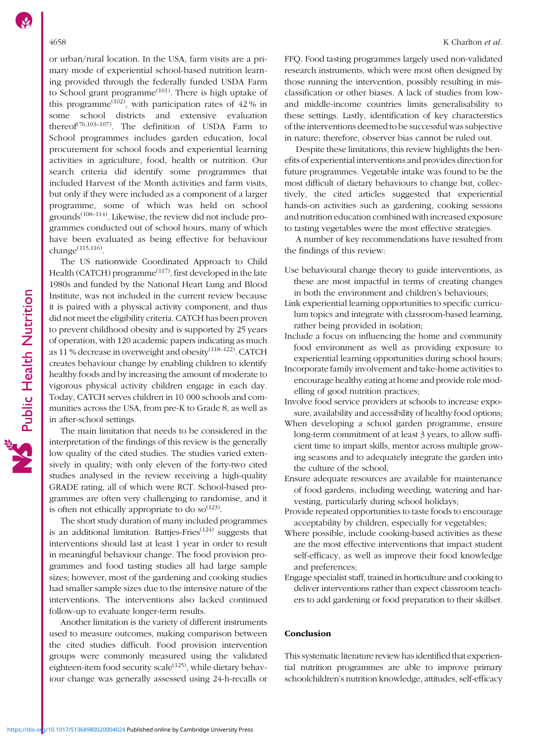or urban/rural location. In the USA, farm visits are a primary mode of experiential school-based nutrition learning provided through the federally funded USDA Farm to School grant programme[101]. There is high uptake of this programme[102], with participation rates of 42 % in some school districts and extensive evaluation thereof[76,103–107]. The definition of USDA Farm to School programmes includes garden education, local procurement for school foods and experiential learning activities in agriculture, food, health or nutrition. Our search criteria did identify some programmes that included Harvest of the Month activities and farm visits, but only if they were included as a component of a larger programme, some of which was held on school grounds[108–114]. Likewise, the review did not include programmes conducted out of school hours, many of which have been evaluated as being effective for behaviour change[115,116].

The US nationwide Coordinated Approach to Child Health (CATCH) programme[117], first developed in the late 1980s and funded by the National Heart Lung and Blood Institute, was not included in the current review because it is paired with a physical activity component, and thus did not meet the eligibility criteria. CATCH has been proven to prevent childhood obesity and is supported by 25 years of operation, with 120 academic papers indicating as much as 11 % decrease in overweight and obesity[118–122]. CATCH creates behaviour change by enabling children to identify healthy foods and by increasing the amount of moderate to vigorous physical activity children engage in each day. Today, CATCH serves children in 10 000 schools and communities across the USA, from pre-K to Grade 8, as well as in after-school settings.

The main limitation that needs to be considered in the interpretation of the findings of this review is the generally low quality of the cited studies. The studies varied extensively in quality; with only eleven of the forty-two cited studies analysed in the review receiving a high-quality GRADE rating, all of which were RCT. School-based programmes are often very challenging to randomise, and it is often not ethically appropriate to do so[123].

The short study duration of many included programmes is an additional limitation. Battjes-Fries[124] suggests that interventions should last at least 1 year in order to result in meaningful behaviour change. The food provision programmes and food tasting studies all had large sample sizes; however, most of the gardening and cooking studies had smaller sample sizes due to the intensive nature of the interventions. The interventions also lacked continued follow-up to evaluate longer-term results.

Another limitation is the variety of different instruments used to measure outcomes, making comparison between the cited studies difficult. Food provision intervention groups were commonly measured using the validated eighteen-item food security scale[125], while dietary behaviour change was generally assessed using 24-h-recalls or FFQ. Food tasting programmes largely used non-validated research instruments, which were most often designed by those running the intervention, possibly resulting in misclassification or other biases. A lack of studies from low- and middle-income countries limits generalisability to these settings. Lastly, identification of key charactertics of the interventions deemed to be successful was subjective in nature; therefore, observer bias cannot be ruled out.

Despite these limitations, this review highlights the benefits of experiential interventions and provides direction for future programmes. Vegetable intake was found to be the most difficult of dietary behaviours to change but, collectively, the cited articles suggested that experiential hands-on activities such as gardening, cooking sessions and nutrition education combined with increased exposure to tasting vegetables were the most effective strategies.

A number of key recommendations have resulted from the findings of this review:

- Use behavioural change theory to guide interventions, as these are most impactful in terms of creating changes in both the environment and children's behaviours;
- Link experiential learning opportunities to specific curriculum topics and integrate with classroom-based learning, rather being provided in isolation;
- Include a focus on influencing the home and community food environment as well as providing exposure to experiential learning opportunities during school hours;
- Incorporate family involvement and take-home activities to encourage healthy eating at home and provide role modelling of good nutrition practices;
- Involve food service providers at schools to increase exposure, availability and accessibility of healthy food options;
- When developing a school garden programme, ensure long-term commitment of at least 3 years, to allow sufficient time to impart skills, mentor across multiple growing seasons and to adequately integrate the garden into the culture of the school;
- Ensure adequate resources are available for maintenance of food gardens, including weeding, watering and harvesting, particularly during school holidays;
- Provide repeated opportunities to taste foods to encourage acceptability by children, especially for vegetables;
- Where possible, include cooking-based activities as these are the most effective interventions that impact student self-efficacy, as well as improve their food knowledge and preferences;
- Engage specialist staff, trained in horticulture and cooking to deliver interventions rather than expect classroom teachers to add gardening or food preparation to their skillset.

## Conclusion

This systematic literature review has identified that experiential nutrition programmes are able to improve primary schoolchildren's nutrition knowledge, attitudes, self-efficacy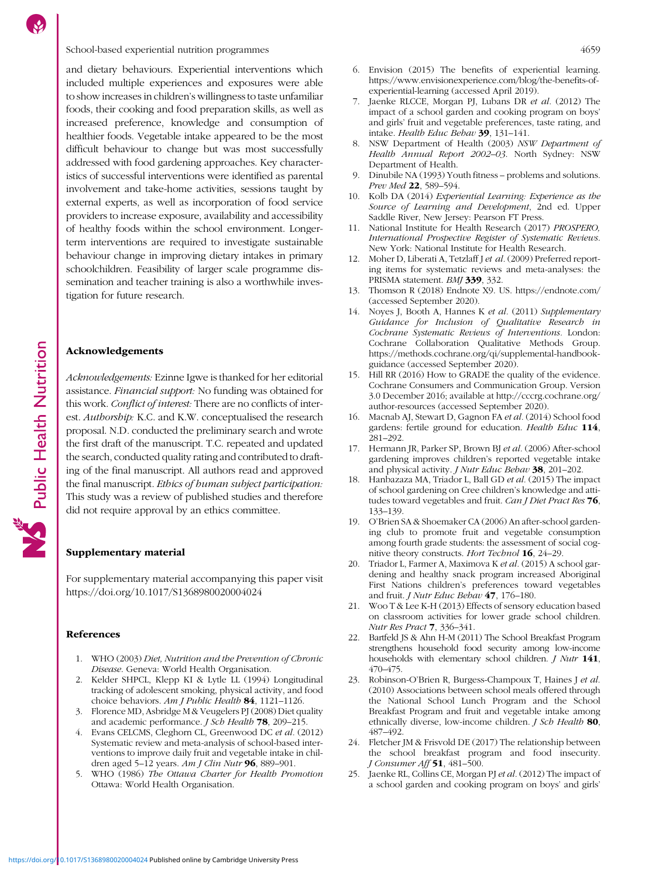and dietary behaviours. Experiential interventions which included multiple experiences and exposures were able to show increases in children's willingness to taste unfamiliar foods, their cooking and food preparation skills, as well as increased preference, knowledge and consumption of healthier foods. Vegetable intake appeared to be the most difficult behaviour to change but was most successfully addressed with food gardening approaches. Key characteristics of successful interventions were identified as parental involvement and take-home activities, sessions taught by external experts, as well as incorporation of food service providers to increase exposure, availability and accessibility of healthy foods within the school environment. Longer-term interventions are required to investigate sustainable behaviour change in improving dietary intakes in primary schoolchildren. Feasibility of larger scale programme dissemination and teacher training is also a worthwhile investigation for future research.

## Acknowledgements

*Acknowledgements:* Ezinne Igwe is thanked for her editorial assistance. *Financial support:* No funding was obtained for this work. *Conflict of interest:* There are no conflicts of interest. *Authorship:* K.C. and K.W. conceptualised the research proposal. N.D. conducted the preliminary search and wrote the first draft of the manuscript. T.C. repeated and updated the search, conducted quality rating and contributed to drafting of the final manuscript. All authors read and approved the final manuscript. *Ethics of human subject participation:* This study was a review of published studies and therefore did not require approval by an ethics committee.

## Supplementary material

For supplementary material accompanying this paper visit https://doi.org/10.1017/S1368980020004024

## References

1. WHO (2003) *Diet, Nutrition and the Prevention of Chronic Disease*. Geneva: World Health Organisation.
2. Kelder SHPCL, Klepp KI & Lytle LL (1994) Longitudinal tracking of adolescent smoking, physical activity, and food choice behaviors. *Am J Public Health* **84**, 1121–1126.
3. Florence MD, Asbridge M & Veugelers PJ (2008) Diet quality and academic performance. *J Sch Health* **78**, 209–215.
4. Evans CELCMS, Cleghorn CL, Greenwood DC *et al.* (2012) Systematic review and meta-analysis of school-based interventions to improve daily fruit and vegetable intake in children aged 5–12 years. *Am J Clin Nutr* **96**, 889–901.
5. WHO (1986) *The Ottawa Charter for Health Promotion* Ottawa: World Health Organisation.
6. Envision (2015) The benefits of experiential learning. https://www.envisionexperience.com/blog/the-benefits-of-experiential-learning (accessed April 2019).
7. Jaenke RLCCE, Morgan PJ, Lubans DR *et al.* (2012) The impact of a school garden and cooking program on boys' and girls' fruit and vegetable preferences, taste rating, and intake. *Health Educ Behav* **39**, 131–141.
8. NSW Department of Health (2003) *NSW Department of Health Annual Report 2002–03*. North Sydney: NSW Department of Health.
9. Dinubile NA (1993) Youth fitness – problems and solutions. *Prev Med* **22**, 589–594.
10. Kolb DA (2014) *Experiential Learning: Experience as the Source of Learning and Development*, 2nd ed. Upper Saddle River, New Jersey: Pearson FT Press.
11. National Institute for Health Research (2017) *PROSPERO, International Prospective Register of Systematic Reviews*. New York: National Institute for Health Research.
12. Moher D, Liberati A, Tetzlaff J *et al.* (2009) Preferred reporting items for systematic reviews and meta-analyses: the PRISMA statement. *BMJ* **339**, 332.
13. Thomson R (2018) Endnote X9. US. https://endnote.com/ (accessed September 2020).
14. Noyes J, Booth A, Hannes K *et al.* (2011) *Supplementary Guidance for Inclusion of Qualitative Research in Cochrane Systematic Reviews of Interventions*. London: Cochrane Collaboration Qualitative Methods Group. https://methods.cochrane.org/qi/supplemental-handbook-guidance (accessed September 2020).
15. Hill RR (2016) How to GRADE the quality of the evidence. Cochrane Consumers and Communication Group. Version 3.0 December 2016; available at http://cccrg.cochrane.org/author-resources (accessed September 2020).
16. Macnab AJ, Stewart D, Gagnon FA *et al.* (2014) School food gardens: fertile ground for education. *Health Educ* **114**, 281–292.
17. Hermann JR, Parker SP, Brown BJ *et al.* (2006) After-school gardening improves children's reported vegetable intake and physical activity. *J Nutr Educ Behav* **38**, 201–202.
18. Hanbazaza MA, Triador L, Ball GD *et al.* (2015) The impact of school gardening on Cree children's knowledge and attitudes toward vegetables and fruit. *Can J Diet Pract Res* **76**, 133–139.
19. O'Brien SA & Shoemaker CA (2006) An after-school gardening club to promote fruit and vegetable consumption among fourth grade students: the assessment of social cognitive theory constructs. *Hort Technol* **16**, 24–29.
20. Triador L, Farmer A, Maximova K *et al.* (2015) A school gardening and healthy snack program increased Aboriginal First Nations children's preferences toward vegetables and fruit. *J Nutr Educ Behav* **47**, 176–180.
21. Woo T & Lee K-H (2013) Effects of sensory education based on classroom activities for lower grade school children. *Nutr Res Pract* **7**, 336–341.
22. Bartfeld JS & Ahn H-M (2011) The School Breakfast Program strengthens household food security among low-income households with elementary school children. *J Nutr* **141**, 470–475.
23. Robinson-O'Brien R, Burgess-Champoux T, Haines J *et al.* (2010) Associations between school meals offered through the National School Lunch Program and the School Breakfast Program and fruit and vegetable intake among ethnically diverse, low-income children. *J Sch Health* **80**, 487–492.
24. Fletcher JM & Frisvold DE (2017) The relationship between the school breakfast program and food insecurity. *J Consumer Aff* **51**, 481–500.
25. Jaenke RL, Collins CE, Morgan PJ *et al.* (2012) The impact of a school garden and cooking program on boys' and girls'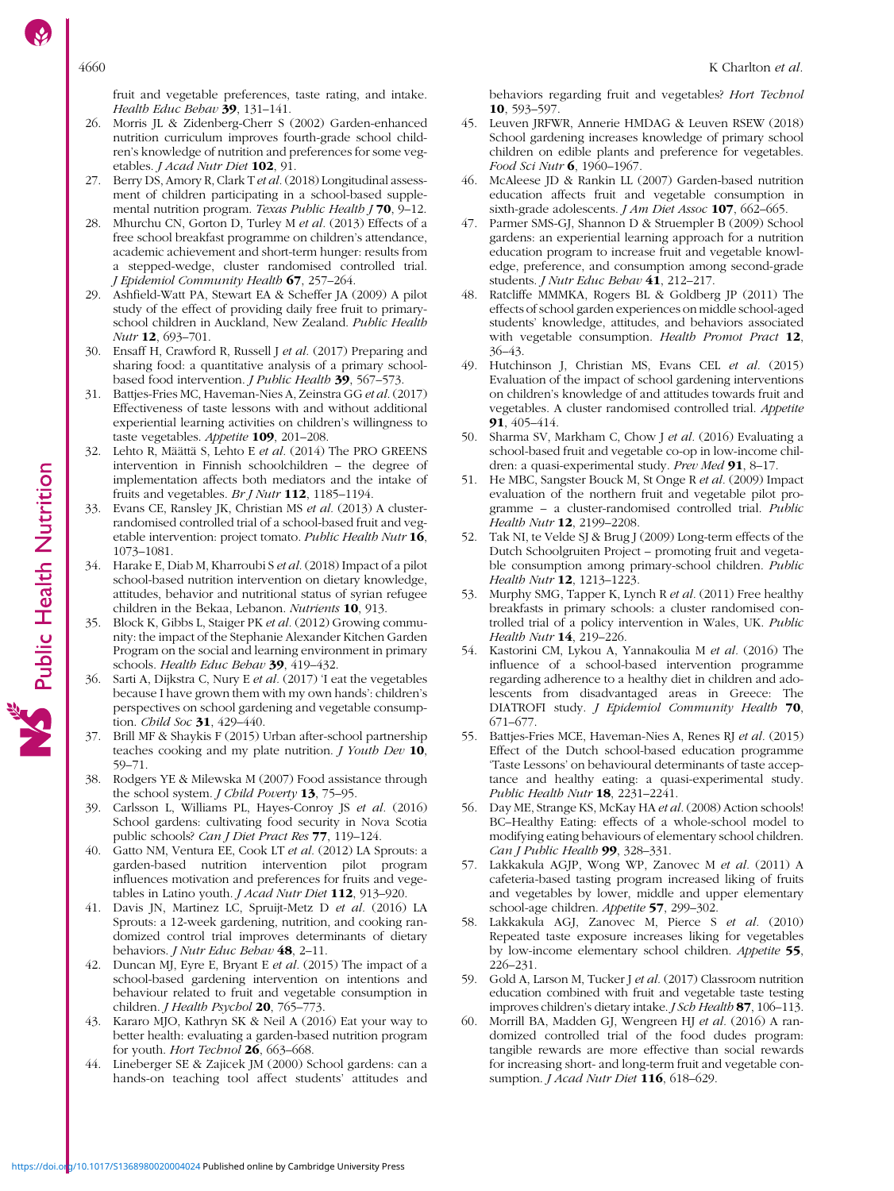fruit and vegetable preferences, taste rating, and intake. *Health Educ Behav* **39**, 131–141.

26. Morris JL & Zidenberg-Cherr S (2002) Garden-enhanced nutrition curriculum improves fourth-grade school children's knowledge of nutrition and preferences for some vegetables. *J Acad Nutr Diet* **102**, 91.
27. Berry DS, Amory R, Clark T *et al.* (2018) Longitudinal assessment of children participating in a school-based supplemental nutrition program. *Texas Public Health J* **70**, 9–12.
28. Mhurchu CN, Gorton D, Turley M *et al.* (2013) Effects of a free school breakfast programme on children's attendance, academic achievement and short-term hunger: results from a stepped-wedge, cluster randomised controlled trial. *J Epidemiol Community Health* **67**, 257–264.
29. Ashfield-Watt PA, Stewart EA & Scheffer JA (2009) A pilot study of the effect of providing daily free fruit to primary-school children in Auckland, New Zealand. *Public Health Nutr* **12**, 693–701.
30. Ensaff H, Crawford R, Russell J *et al.* (2017) Preparing and sharing food: a quantitative analysis of a primary school-based food intervention. *J Public Health* **39**, 567–573.
31. Battjes-Fries MC, Haveman-Nies A, Zeinstra GG *et al.* (2017) Effectiveness of taste lessons with and without additional experiential learning activities on children's willingness to taste vegetables. *Appetite* **109**, 201–208.
32. Lehto R, Määttä S, Lehto E *et al.* (2014) The PRO GREENS intervention in Finnish schoolchildren – the degree of implementation affects both mediators and the intake of fruits and vegetables. *Br J Nutr* **112**, 1185–1194.
33. Evans CE, Ransley JK, Christian MS *et al.* (2013) A cluster-randomised controlled trial of a school-based fruit and vegetable intervention: project tomato. *Public Health Nutr* **16**, 1073–1081.
34. Harake E, Diab M, Kharroubi S *et al.* (2018) Impact of a pilot school-based nutrition intervention on dietary knowledge, attitudes, behavior and nutritional status of syrian refugee children in the Bekaa, Lebanon. *Nutrients* **10**, 913.
35. Block K, Gibbs L, Staiger PK *et al.* (2012) Growing community: the impact of the Stephanie Alexander Kitchen Garden Program on the social and learning environment in primary schools. *Health Educ Behav* **39**, 419–432.
36. Sarti A, Dijkstra C, Nury E *et al.* (2017) 'I eat the vegetables because I have grown them with my own hands': children's perspectives on school gardening and vegetable consumption. *Child Soc* **31**, 429–440.
37. Brill MF & Shaykis F (2015) Urban after-school partnership teaches cooking and my plate nutrition. *J Youth Dev* **10**, 59–71.
38. Rodgers YE & Milewska M (2007) Food assistance through the school system. *J Child Poverty* **13**, 75–95.
39. Carlsson L, Williams PL, Hayes-Conroy JS *et al.* (2016) School gardens: cultivating food security in Nova Scotia public schools? *Can J Diet Pract Res* **77**, 119–124.
40. Gatto NM, Ventura EE, Cook LT *et al.* (2012) LA Sprouts: a garden-based nutrition intervention pilot program influences motivation and preferences for fruits and vegetables in Latino youth. *J Acad Nutr Diet* **112**, 913–920.
41. Davis JN, Martinez LC, Spruijt-Metz D *et al.* (2016) LA Sprouts: a 12-week gardening, nutrition, and cooking randomized control trial improves determinants of dietary behaviors. *J Nutr Educ Behav* **48**, 2–11.
42. Duncan MJ, Eyre E, Bryant E *et al.* (2015) The impact of a school-based gardening intervention on intentions and behaviour related to fruit and vegetable consumption in children. *J Health Psychol* **20**, 765–773.
43. Kararo MJO, Kathryn SK & Neil A (2016) Eat your way to better health: evaluating a garden-based nutrition program for youth. *Hort Technol* **26**, 663–668.
44. Lineberger SE & Zajicek JM (2000) School gardens: can a hands-on teaching tool affect students' attitudes and behaviors regarding fruit and vegetables? *Hort Technol* **10**, 593–597.
45. Leuven JRFWR, Annerie HMDAG & Leuven RSEW (2018) School gardening increases knowledge of primary school children on edible plants and preference for vegetables. *Food Sci Nutr* **6**, 1960–1967.
46. McAleese JD & Rankin LL (2007) Garden-based nutrition education affects fruit and vegetable consumption in sixth-grade adolescents. *J Am Diet Assoc* **107**, 662–665.
47. Parmer SMS-GJ, Shannon D & Struempler B (2009) School gardens: an experiential learning approach for a nutrition education program to increase fruit and vegetable knowledge, preference, and consumption among second-grade students. *J Nutr Educ Behav* **41**, 212–217.
48. Ratcliffe MMMKA, Rogers BL & Goldberg JP (2011) The effects of school garden experiences on middle school-aged students' knowledge, attitudes, and behaviors associated with vegetable consumption. *Health Promot Pract* **12**, 36–43.
49. Hutchinson J, Christian MS, Evans CEL *et al.* (2015) Evaluation of the impact of school gardening interventions on children's knowledge of and attitudes towards fruit and vegetables. A cluster randomised controlled trial. *Appetite* **91**, 405–414.
50. Sharma SV, Markham C, Chow J *et al.* (2016) Evaluating a school-based fruit and vegetable co-op in low-income children: a quasi-experimental study. *Prev Med* **91**, 8–17.
51. He MBC, Sangster Bouck M, St Onge R *et al.* (2009) Impact evaluation of the northern fruit and vegetable pilot programme – a cluster-randomised controlled trial. *Public Health Nutr* **12**, 2199–2208.
52. Tak NI, te Velde SJ & Brug J (2009) Long-term effects of the Dutch Schoolgruiten Project – promoting fruit and vegetable consumption among primary-school children. *Public Health Nutr* **12**, 1213–1223.
53. Murphy SMG, Tapper K, Lynch R *et al.* (2011) Free healthy breakfasts in primary schools: a cluster randomised controlled trial of a policy intervention in Wales, UK. *Public Health Nutr* **14**, 219–226.
54. Kastorini CM, Lykou A, Yannakoulia M *et al.* (2016) The influence of a school-based intervention programme regarding adherence to a healthy diet in children and adolescents from disadvantaged areas in Greece: The DIATROFI study. *J Epidemiol Community Health* **70**, 671–677.
55. Battjes-Fries MCE, Haveman-Nies A, Renes RJ *et al.* (2015) Effect of the Dutch school-based education programme 'Taste Lessons' on behavioural determinants of taste acceptance and healthy eating: a quasi-experimental study. *Public Health Nutr* **18**, 2231–2241.
56. Day ME, Strange KS, McKay HA *et al.* (2008) Action schools! BC–Healthy Eating: effects of a whole-school model to modifying eating behaviours of elementary school children. *Can J Public Health* **99**, 328–331.
57. Lakkakula AGJP, Wong WP, Zanovec M *et al.* (2011) A cafeteria-based tasting program increased liking of fruits and vegetables by lower, middle and upper elementary school-age children. *Appetite* **57**, 299–302.
58. Lakkakula AGJ, Zanovec M, Pierce S *et al.* (2010) Repeated taste exposure increases liking for vegetables by low-income elementary school children. *Appetite* **55**, 226–231.
59. Gold A, Larson M, Tucker J *et al.* (2017) Classroom nutrition education combined with fruit and vegetable taste testing improves children's dietary intake. *J Sch Health* **87**, 106–113.
60. Morrill BA, Madden GJ, Wengreen HJ *et al.* (2016) A randomized controlled trial of the food dudes program: tangible rewards are more effective than social rewards for increasing short- and long-term fruit and vegetable consumption. *J Acad Nutr Diet* **116**, 618–629.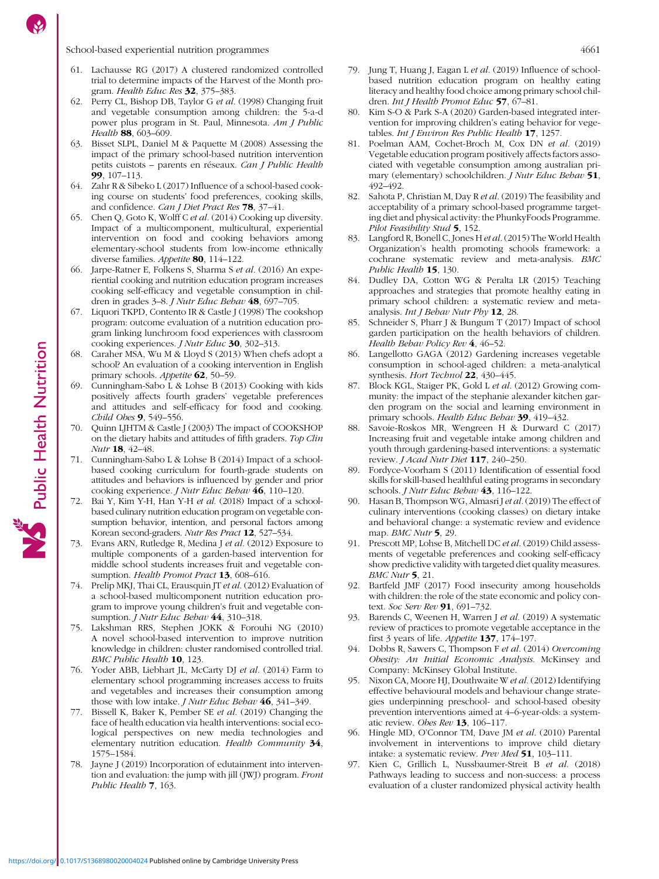61. Lachausse RG (2017) A clustered randomized controlled trial to determine impacts of the Harvest of the Month program. *Health Educ Res* **32**, 375–383.
62. Perry CL, Bishop DB, Taylor G *et al.* (1998) Changing fruit and vegetable consumption among children: the 5-a-d power plus program in St. Paul, Minnesota. *Am J Public Health* **88**, 603–609.
63. Bisset SLPL, Daniel M & Paquette M (2008) Assessing the impact of the primary school-based nutrition intervention petits cuistots – parents en réseaux. *Can J Public Health* **99**, 107–113.
64. Zahr R & Sibeko L (2017) Influence of a school-based cooking course on students' food preferences, cooking skills, and confidence. *Can J Diet Pract Res* **78**, 37–41.
65. Chen Q, Goto K, Wolff C *et al.* (2014) Cooking up diversity. Impact of a multicomponent, multicultural, experiential intervention on food and cooking behaviors among elementary-school students from low-income ethnically diverse families. *Appetite* **80**, 114–122.
66. Jarpe-Ratner E, Folkens S, Sharma S *et al.* (2016) An experiential cooking and nutrition education program increases cooking self-efficacy and vegetable consumption in children in grades 3–8. *J Nutr Educ Behav* **48**, 697–705.
67. Liquori TKPD, Contento IR & Castle J (1998) The cookshop program: outcome evaluation of a nutrition education program linking lunchroom food experiences with classroom cooking experiences. *J Nutr Educ* **30**, 302–313.
68. Caraher MSA, Wu M & Lloyd S (2013) When chefs adopt a school? An evaluation of a cooking intervention in English primary schools. *Appetite* **62**, 50–59.
69. Cunningham-Sabo L & Lohse B (2013) Cooking with kids positively affects fourth graders' vegetable preferences and attitudes and self-efficacy for food and cooking. *Child Obes* **9**, 549–556.
70. Quinn LJHTM & Castle J (2003) The impact of COOKSHOP on the dietary habits and attitudes of fifth graders. *Top Clin Nutr* **18**, 42–48.
71. Cunningham-Sabo L & Lohse B (2014) Impact of a school-based cooking curriculum for fourth-grade students on attitudes and behaviors is influenced by gender and prior cooking experience. *J Nutr Educ Behav* **46**, 110–120.
72. Bai Y, Kim Y-H, Han Y-H *et al.* (2018) Impact of a school-based culinary nutrition education program on vegetable consumption behavior, intention, and personal factors among Korean second-graders. *Nutr Res Pract* **12**, 527–534.
73. Evans ARN, Rutledge R, Medina J *et al.* (2012) Exposure to multiple components of a garden-based intervention for middle school students increases fruit and vegetable consumption. *Health Promot Pract* **13**, 608–616.
74. Prelip MKJ, Thai CL, Erausquin JT *et al.* (2012) Evaluation of a school-based multicomponent nutrition education program to improve young children's fruit and vegetable consumption. *J Nutr Educ Behav* **44**, 310–318.
75. Lakshman RRS, Stephen JOKK & Forouhi NG (2010) A novel school-based intervention to improve nutrition knowledge in children: cluster randomised controlled trial. *BMC Public Health* **10**, 123.
76. Yoder ABB, Liebhart JL, McCarty DJ *et al.* (2014) Farm to elementary school programming increases access to fruits and vegetables and increases their consumption among those with low intake. *J Nutr Educ Behav* **46**, 341–349.
77. Bissell K, Baker K, Pember SE *et al.* (2019) Changing the face of health education via health interventions: social ecological perspectives on new media technologies and elementary nutrition education. *Health Community* **34**, 1575–1584.
78. Jayne J (2019) Incorporation of edutainment into intervention and evaluation: the jump with jill (JWJ) program. *Front Public Health* **7**, 163.
79. Jung T, Huang J, Eagan L *et al.* (2019) Influence of school-based nutrition education program on healthy eating literacy and healthy food choice among primary school children. *Int J Health Promot Educ* **57**, 67–81.
80. Kim S-O & Park S-A (2020) Garden-based integrated intervention for improving children's eating behavior for vegetables. *Int J Environ Res Public Health* **17**, 1257.
81. Poelman AAM, Cochet-Broch M, Cox DN *et al.* (2019) Vegetable education program positively affects factors associated with vegetable consumption among australian primary (elementary) schoolchildren. *J Nutr Educ Behav* **51**, 492–492.
82. Sahota P, Christian M, Day R *et al.* (2019) The feasibility and acceptability of a primary school-based programme targeting diet and physical activity: the PhunkyFoods Programme. *Pilot Feasibility Stud* **5**, 152.
83. Langford R, Bonell C, Jones H *et al.* (2015) The World Health Organization's health promoting schools framework: a cochrane systematic review and meta-analysis. *BMC Public Health* **15**, 130.
84. Dudley DA, Cotton WG & Peralta LR (2015) Teaching approaches and strategies that promote healthy eating in primary school children: a systematic review and meta-analysis. *Int J Behav Nutr Phy* **12**, 28.
85. Schneider S, Pharr J & Bungum T (2017) Impact of school garden participation on the health behaviors of children. *Health Behav Policy Rev* **4**, 46–52.
86. Langellotto GAGA (2012) Gardening increases vegetable consumption in school-aged children: a meta-analytical synthesis. *Hort Technol* **22**, 430–445.
87. Block KGL, Staiger PK, Gold L *et al.* (2012) Growing community: the impact of the stephanie alexander kitchen garden program on the social and learning environment in primary schools. *Health Educ Behav* **39**, 419–432.
88. Savoie-Roskos MR, Wengreen H & Durward C (2017) Increasing fruit and vegetable intake among children and youth through gardening-based interventions: a systematic review. *J Acad Nutr Diet* **117**, 240–250.
89. Fordyce-Voorham S (2011) Identification of essential food skills for skill-based healthful eating programs in secondary schools. *J Nutr Educ Behav* **43**, 116–122.
90. Hasan B, Thompson WG, Almasri J *et al.* (2019) The effect of culinary interventions (cooking classes) on dietary intake and behavioral change: a systematic review and evidence map. *BMC Nutr* **5**, 29.
91. Prescott MP, Lohse B, Mitchell DC *et al.* (2019) Child assessments of vegetable preferences and cooking self-efficacy show predictive validity with targeted diet quality measures. *BMC Nutr* **5**, 21.
92. Bartfeld JMF (2017) Food insecurity among households with children: the role of the state economic and policy context. *Soc Serv Rev* **91**, 691–732.
93. Barends C, Weenen H, Warren J *et al.* (2019) A systematic review of practices to promote vegetable acceptance in the first 3 years of life. *Appetite* **137**, 174–197.
94. Dobbs R, Sawers C, Thompson F *et al.* (2014) *Overcoming Obesity: An Initial Economic Analysis*. McKinsey and Company: McKinsey Global Institute.
95. Nixon CA, Moore HJ, Douthwaite W *et al.* (2012) Identifying effective behavioural models and behaviour change strategies underpinning preschool- and school-based obesity prevention interventions aimed at 4–6-year-olds: a systematic review. *Obes Rev* **13**, 106–117.
96. Hingle MD, O'Connor TM, Dave JM *et al.* (2010) Parental involvement in interventions to improve child dietary intake: a systematic review. *Prev Med* **51**, 103–111.
97. Kien C, Grillich L, Nussbaumer-Streit B *et al.* (2018) Pathways leading to success and non-success: a process evaluation of a cluster randomized physical activity health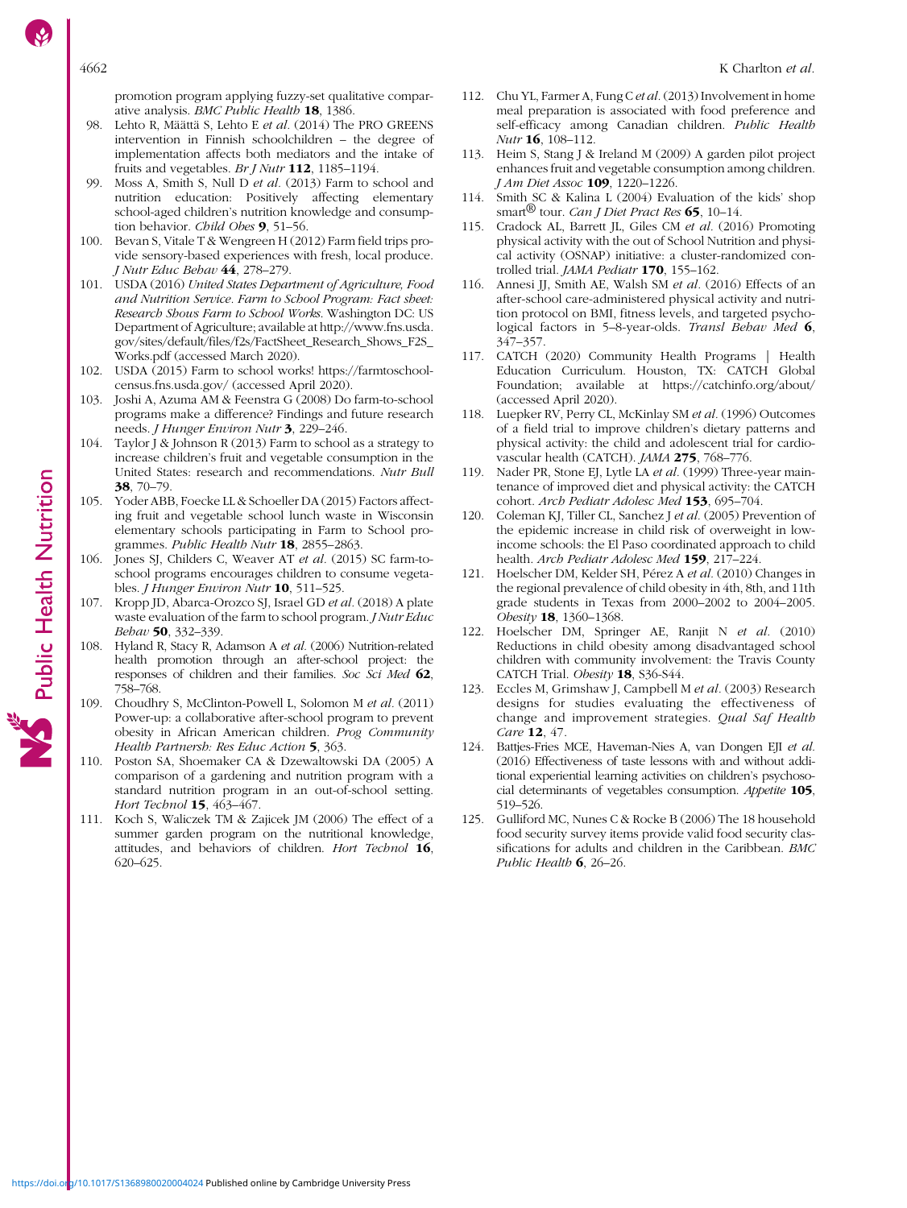promotion program applying fuzzy-set qualitative comparative analysis. *BMC Public Health* **18**, 1386.

98. Lehto R, Määttä S, Lehto E *et al*. (2014) The PRO GREENS intervention in Finnish schoolchildren – the degree of implementation affects both mediators and the intake of fruits and vegetables. *Br J Nutr* **112**, 1185–1194.
99. Moss A, Smith S, Null D *et al*. (2013) Farm to school and nutrition education: Positively affecting elementary school-aged children's nutrition knowledge and consumption behavior. *Child Obes* **9**, 51–56.
100. Bevan S, Vitale T & Wengreen H (2012) Farm field trips provide sensory-based experiences with fresh, local produce. *J Nutr Educ Behav* **44**, 278–279.
101. USDA (2016) *United States Department of Agriculture, Food and Nutrition Service. Farm to School Program: Fact sheet: Research Shows Farm to School Works*. Washington DC: US Department of Agriculture; available at http://www.fns.usda.gov/sites/default/files/f2s/FactSheet_Research_Shows_F2S_Works.pdf (accessed March 2020).
102. USDA (2015) Farm to school works! https://farmtoschoolcensus.fns.usda.gov/ (accessed April 2020).
103. Joshi A, Azuma AM & Feenstra G (2008) Do farm-to-school programs make a difference? Findings and future research needs. *J Hunger Environ Nutr* **3**, 229–246.
104. Taylor J & Johnson R (2013) Farm to school as a strategy to increase children's fruit and vegetable consumption in the United States: research and recommendations. *Nutr Bull* **38**, 70–79.
105. Yoder ABB, Foecke LL & Schoeller DA (2015) Factors affecting fruit and vegetable school lunch waste in Wisconsin elementary schools participating in Farm to School programmes. *Public Health Nutr* **18**, 2855–2863.
106. Jones SJ, Childers C, Weaver AT *et al*. (2015) SC farm-to-school programs encourages children to consume vegetables. *J Hunger Environ Nutr* **10**, 511–525.
107. Kropp JD, Abarca-Orozco SJ, Israel GD *et al*. (2018) A plate waste evaluation of the farm to school program. *J Nutr Educ Behav* **50**, 332–339.
108. Hyland R, Stacy R, Adamson A *et al*. (2006) Nutrition-related health promotion through an after-school project: the responses of children and their families. *Soc Sci Med* **62**, 758–768.
109. Choudhry S, McClinton-Powell L, Solomon M *et al*. (2011) Power-up: a collaborative after-school program to prevent obesity in African American children. *Prog Community Health Partnersh: Res Educ Action* **5**, 363.
110. Poston SA, Shoemaker CA & Dzewaltowski DA (2005) A comparison of a gardening and nutrition program with a standard nutrition program in an out-of-school setting. *Hort Technol* **15**, 463–467.
111. Koch S, Waliczek TM & Zajicek JM (2006) The effect of a summer garden program on the nutritional knowledge, attitudes, and behaviors of children. *Hort Technol* **16**, 620–625.
112. Chu YL, Farmer A, Fung C *et al*. (2013) Involvement in home meal preparation is associated with food preference and self-efficacy among Canadian children. *Public Health Nutr* **16**, 108–112.
113. Heim S, Stang J & Ireland M (2009) A garden pilot project enhances fruit and vegetable consumption among children. *J Am Diet Assoc* **109**, 1220–1226.
114. Smith SC & Kalina L (2004) Evaluation of the kids' shop smart® tour. *Can J Diet Pract Res* **65**, 10–14.
115. Cradock AL, Barrett JL, Giles CM *et al*. (2016) Promoting physical activity with the out of School Nutrition and physical activity (OSNAP) initiative: a cluster-randomized controlled trial. *JAMA Pediatr* **170**, 155–162.
116. Annesi JJ, Smith AE, Walsh SM *et al*. (2016) Effects of an after-school care-administered physical activity and nutrition protocol on BMI, fitness levels, and targeted psychological factors in 5–8-year-olds. *Transl Behav Med* **6**, 347–357.
117. CATCH (2020) Community Health Programs | Health Education Curriculum. Houston, TX: CATCH Global Foundation; available at https://catchinfo.org/about/ (accessed April 2020).
118. Luepker RV, Perry CL, McKinlay SM *et al*. (1996) Outcomes of a field trial to improve children's dietary patterns and physical activity: the child and adolescent trial for cardiovascular health (CATCH). *JAMA* **275**, 768–776.
119. Nader PR, Stone EJ, Lytle LA *et al*. (1999) Three-year maintenance of improved diet and physical activity: the CATCH cohort. *Arch Pediatr Adolesc Med* **153**, 695–704.
120. Coleman KJ, Tiller CL, Sanchez J *et al*. (2005) Prevention of the epidemic increase in child risk of overweight in low-income schools: the El Paso coordinated approach to child health. *Arch Pediatr Adolesc Med* **159**, 217–224.
121. Hoelscher DM, Kelder SH, Pérez A *et al*. (2010) Changes in the regional prevalence of child obesity in 4th, 8th, and 11th grade students in Texas from 2000–2002 to 2004–2005. *Obesity* **18**, 1360–1368.
122. Hoelscher DM, Springer AE, Ranjit N *et al*. (2010) Reductions in child obesity among disadvantaged school children with community involvement: the Travis County CATCH Trial. *Obesity* **18**, S36-S44.
123. Eccles M, Grimshaw J, Campbell M *et al*. (2003) Research designs for studies evaluating the effectiveness of change and improvement strategies. *Qual Saf Health Care* **12**, 47.
124. Battjes-Fries MCE, Haveman-Nies A, van Dongen EJI *et al*. (2016) Effectiveness of taste lessons with and without additional experiential learning activities on children's psychosocial determinants of vegetables consumption. *Appetite* **105**, 519–526.
125. Gulliford MC, Nunes C & Rocke B (2006) The 18 household food security survey items provide valid food security classifications for adults and children in the Caribbean. *BMC Public Health* **6**, 26–26.